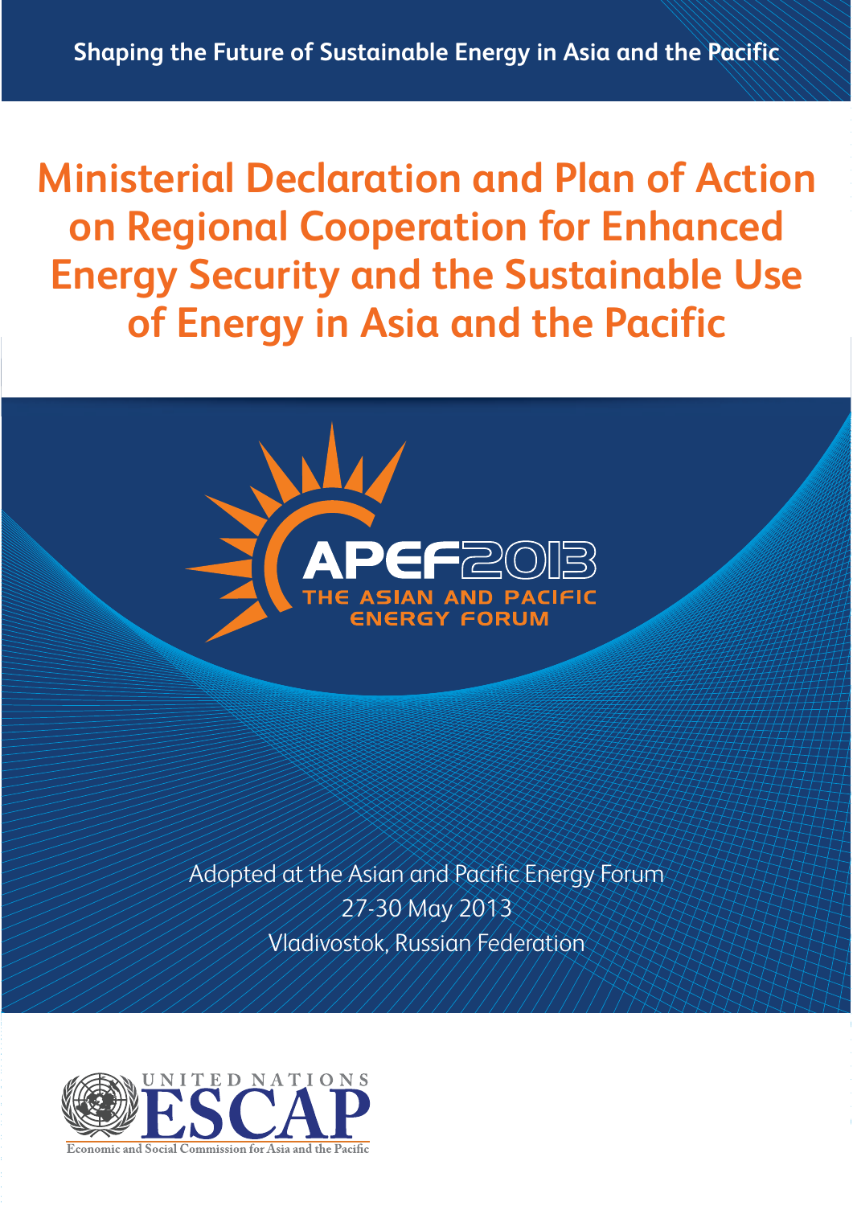Shaping the Future of Sustainable Energy in Asia and the Pacific

# Ministerial Declaration and Plan of Action on Regional Cooperation for Enhanced Energy Security and the Sustainable Use of Energy in Asia and the Pacific

APEF2013
THE ASIAN AND PACIFIC ENERGY FORUM

Adopted at the Asian and Pacific Energy Forum
27-30 May 2013
Vladivostok, Russian Federation

UNITED NATIONS
ESCAP
Economic and Social Commission for Asia and the Pacific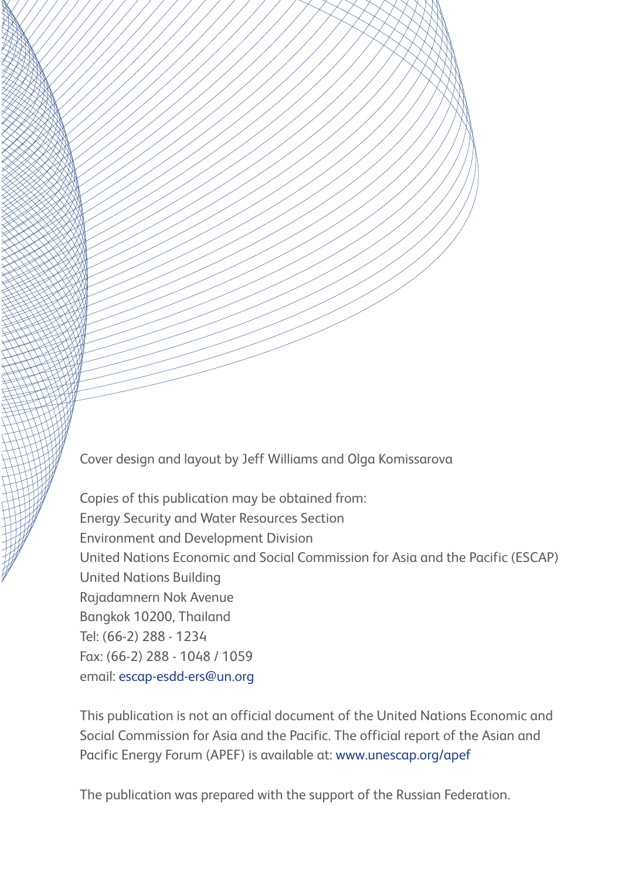Cover design and layout by Jeff Williams and Olga Komissarova

Copies of this publication may be obtained from:
Energy Security and Water Resources Section
Environment and Development Division
United Nations Economic and Social Commission for Asia and the Pacific (ESCAP)
United Nations Building
Rajadamnern Nok Avenue
Bangkok 10200, Thailand
Tel: (66-2) 288 - 1234
Fax: (66-2) 288 - 1048 / 1059
email: escap-esdd-ers@un.org

This publication is not an official document of the United Nations Economic and Social Commission for Asia and the Pacific. The official report of the Asian and Pacific Energy Forum (APEF) is available at: www.unescap.org/apef

The publication was prepared with the support of the Russian Federation.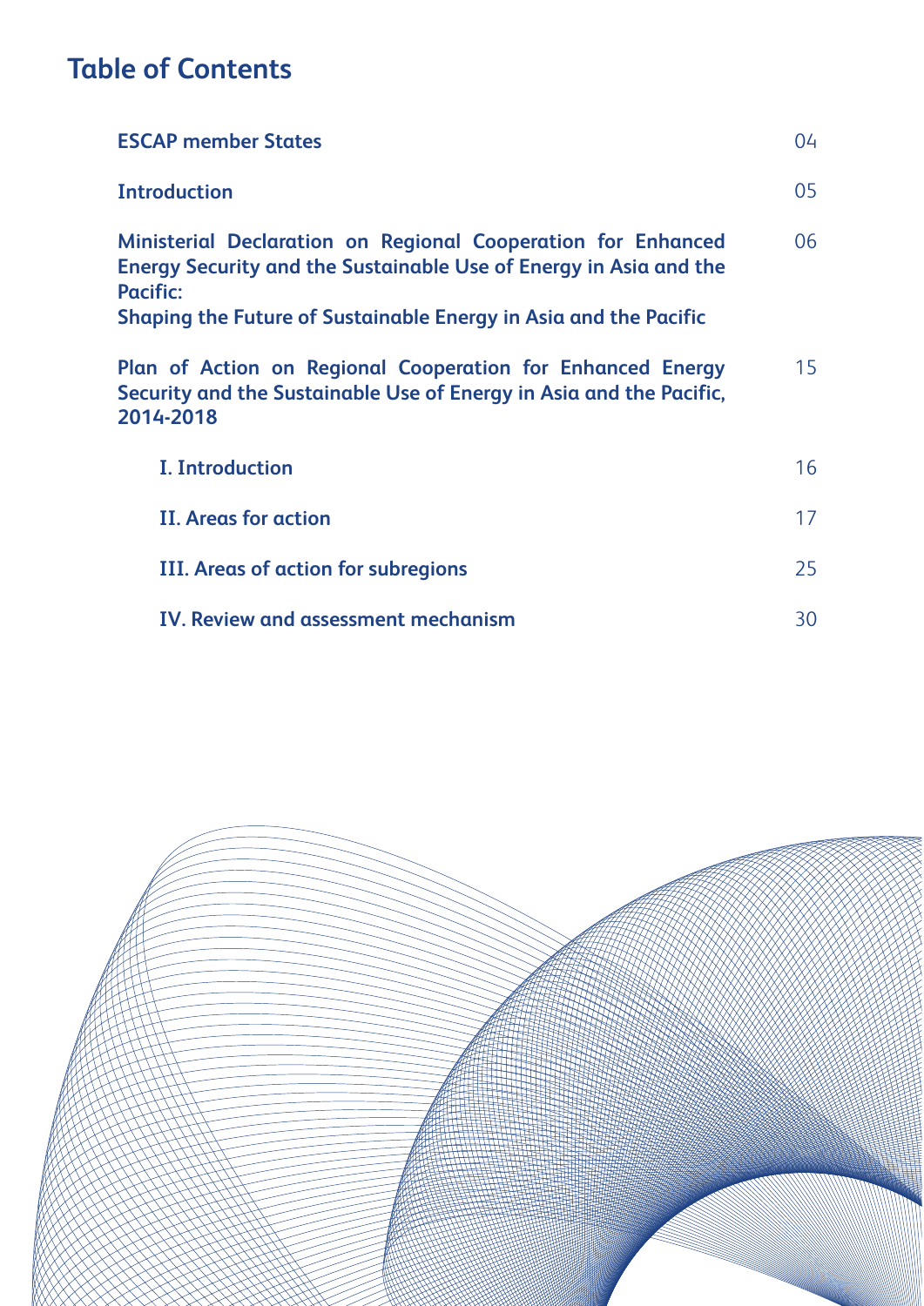# Table of Contents

| | |
|---|---|
| **ESCAP member States** | 04 |
| **Introduction** | 05 |
| **Ministerial Declaration on Regional Cooperation for Enhanced Energy Security and the Sustainable Use of Energy in Asia and the Pacific: Shaping the Future of Sustainable Energy in Asia and the Pacific** | 06 |
| **Plan of Action on Regional Cooperation for Enhanced Energy Security and the Sustainable Use of Energy in Asia and the Pacific, 2014-2018** | 15 |
| **I. Introduction** | 16 |
| **II. Areas for action** | 17 |
| **III. Areas of action for subregions** | 25 |
| **IV. Review and assessment mechanism** | 30 |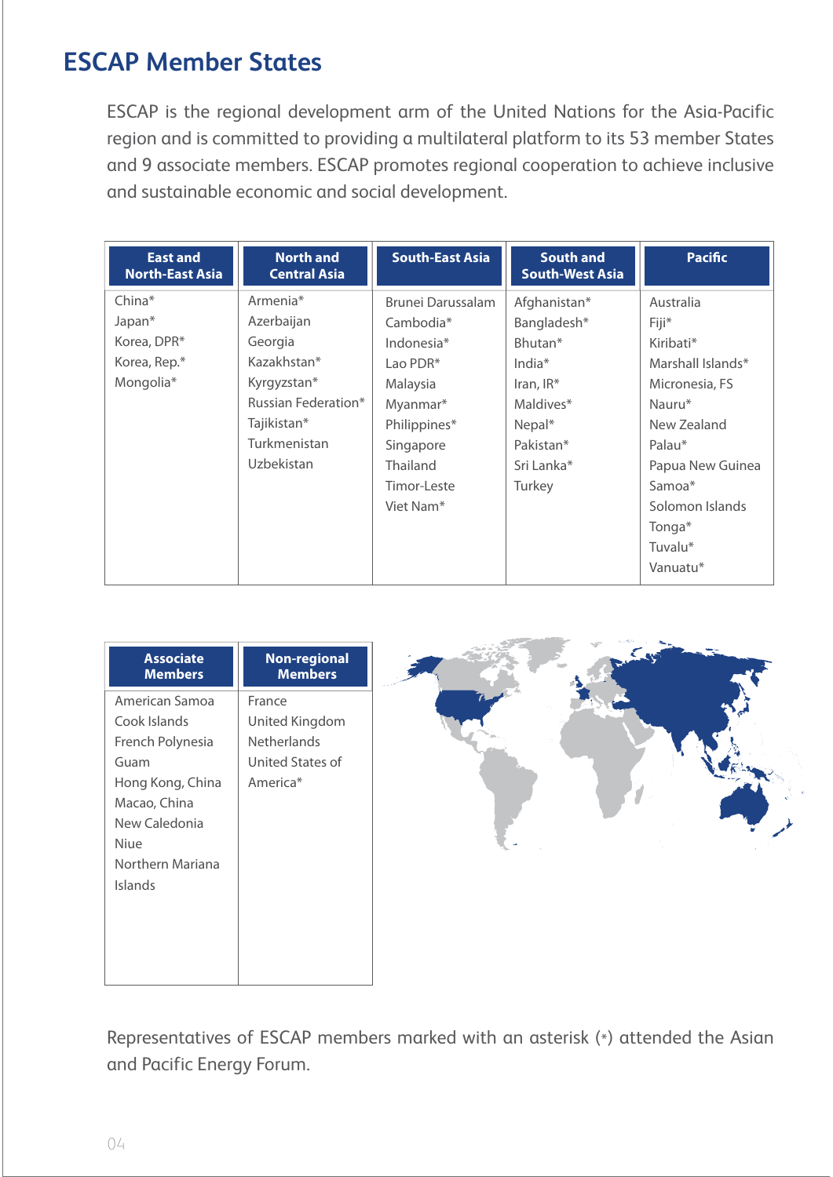## ESCAP Member States

ESCAP is the regional development arm of the United Nations for the Asia-Pacific region and is committed to providing a multilateral platform to its 53 member States and 9 associate members. ESCAP promotes regional cooperation to achieve inclusive and sustainable economic and social development.

| East and North-East Asia | North and Central Asia | South-East Asia | South and South-West Asia | Pacific |
|---|---|---|---|---|
| China* | Armenia* | Brunei Darussalam | Afghanistan* | Australia |
| Japan* | Azerbaijan | Cambodia* | Bangladesh* | Fiji* |
| Korea, DPR* | Georgia | Indonesia* | Bhutan* | Kiribati* |
| Korea, Rep.* | Kazakhstan* | Lao PDR* | India* | Marshall Islands* |
| Mongolia* | Kyrgyzstan* | Malaysia | Iran, IR* | Micronesia, FS |
| | Russian Federation* | Myanmar* | Maldives* | Nauru* |
| | Tajikistan* | Philippines* | Nepal* | New Zealand |
| | Turkmenistan | Singapore | Pakistan* | Palau* |
| | Uzbekistan | Thailand | Sri Lanka* | Papua New Guinea |
| | | Timor-Leste | Turkey | Samoa* |
| | | Viet Nam* | | Solomon Islands |
| | | | | Tonga* |
| | | | | Tuvalu* |
| | | | | Vanuatu* |

| Associate Members | Non-regional Members |
|---|---|
| American Samoa | France |
| Cook Islands | United Kingdom |
| French Polynesia | Netherlands |
| Guam | United States of America* |
| Hong Kong, China | |
| Macao, China | |
| New Caledonia | |
| Niue | |
| Northern Mariana Islands | |

Representatives of ESCAP members marked with an asterisk (*) attended the Asian and Pacific Energy Forum.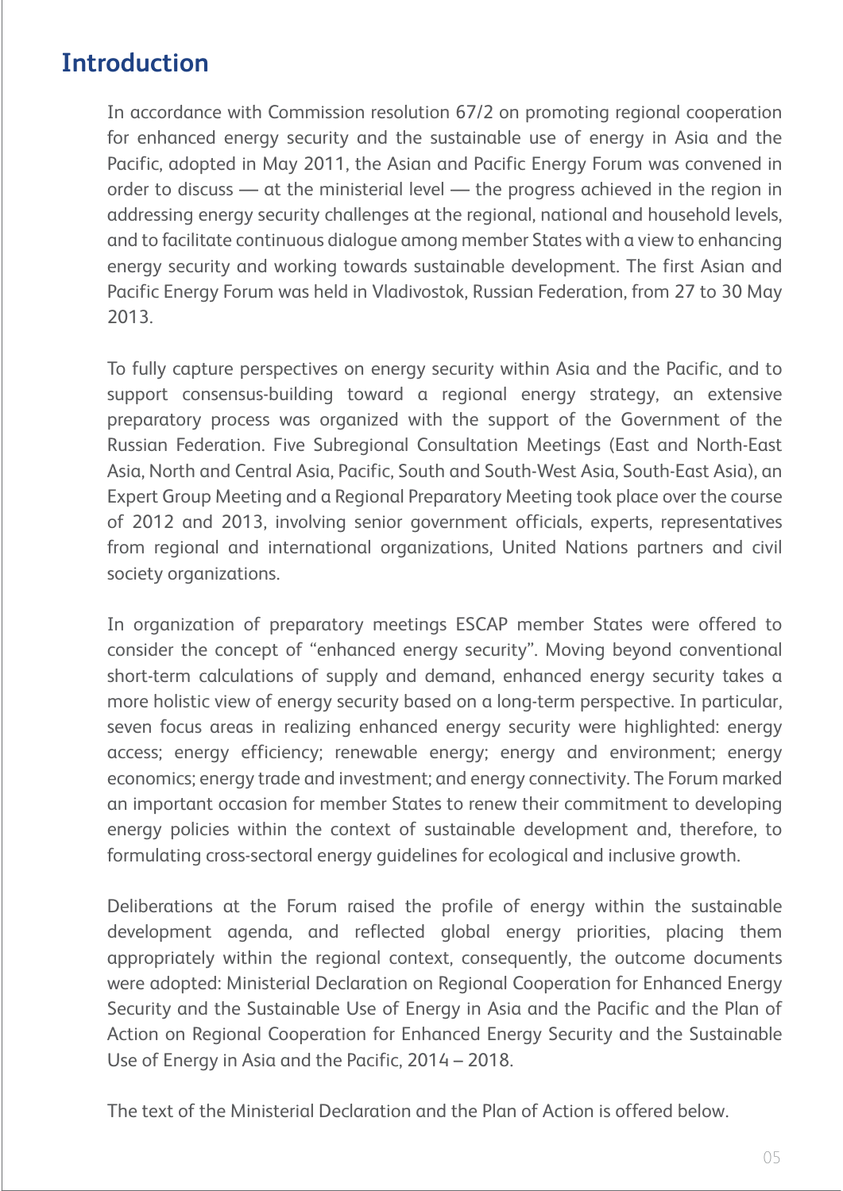## Introduction

In accordance with Commission resolution 67/2 on promoting regional cooperation for enhanced energy security and the sustainable use of energy in Asia and the Pacific, adopted in May 2011, the Asian and Pacific Energy Forum was convened in order to discuss — at the ministerial level — the progress achieved in the region in addressing energy security challenges at the regional, national and household levels, and to facilitate continuous dialogue among member States with a view to enhancing energy security and working towards sustainable development. The first Asian and Pacific Energy Forum was held in Vladivostok, Russian Federation, from 27 to 30 May 2013.

To fully capture perspectives on energy security within Asia and the Pacific, and to support consensus-building toward a regional energy strategy, an extensive preparatory process was organized with the support of the Government of the Russian Federation. Five Subregional Consultation Meetings (East and North-East Asia, North and Central Asia, Pacific, South and South-West Asia, South-East Asia), an Expert Group Meeting and a Regional Preparatory Meeting took place over the course of 2012 and 2013, involving senior government officials, experts, representatives from regional and international organizations, United Nations partners and civil society organizations.

In organization of preparatory meetings ESCAP member States were offered to consider the concept of "enhanced energy security". Moving beyond conventional short-term calculations of supply and demand, enhanced energy security takes a more holistic view of energy security based on a long-term perspective. In particular, seven focus areas in realizing enhanced energy security were highlighted: energy access; energy efficiency; renewable energy; energy and environment; energy economics; energy trade and investment; and energy connectivity. The Forum marked an important occasion for member States to renew their commitment to developing energy policies within the context of sustainable development and, therefore, to formulating cross-sectoral energy guidelines for ecological and inclusive growth.

Deliberations at the Forum raised the profile of energy within the sustainable development agenda, and reflected global energy priorities, placing them appropriately within the regional context, consequently, the outcome documents were adopted: Ministerial Declaration on Regional Cooperation for Enhanced Energy Security and the Sustainable Use of Energy in Asia and the Pacific and the Plan of Action on Regional Cooperation for Enhanced Energy Security and the Sustainable Use of Energy in Asia and the Pacific, 2014 – 2018.

The text of the Ministerial Declaration and the Plan of Action is offered below.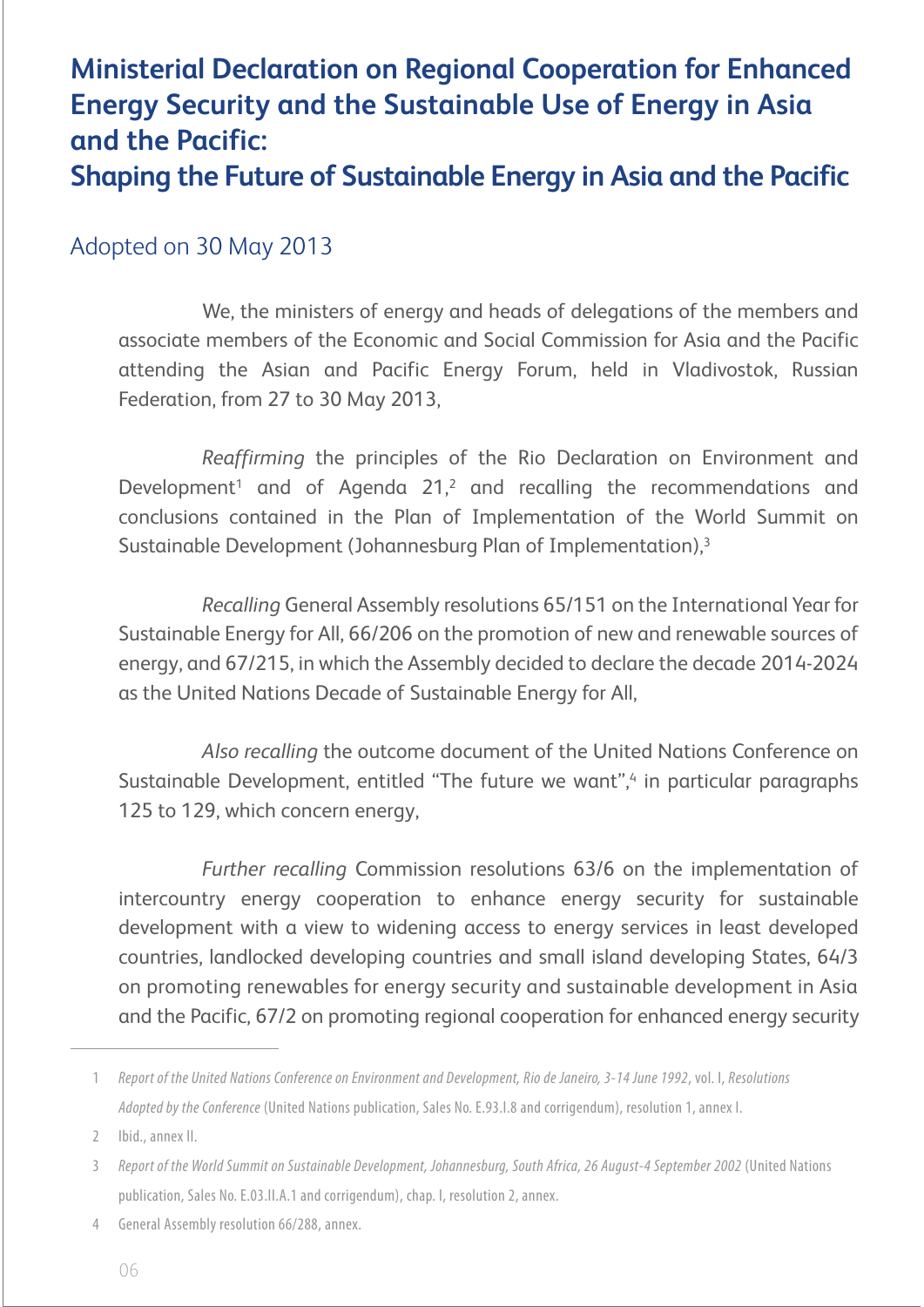# Ministerial Declaration on Regional Cooperation for Enhanced Energy Security and the Sustainable Use of Energy in Asia and the Pacific: Shaping the Future of Sustainable Energy in Asia and the Pacific

## Adopted on 30 May 2013

We, the ministers of energy and heads of delegations of the members and associate members of the Economic and Social Commission for Asia and the Pacific attending the Asian and Pacific Energy Forum, held in Vladivostok, Russian Federation, from 27 to 30 May 2013,

*Reaffirming* the principles of the Rio Declaration on Environment and Development[1] and of Agenda 21,[2] and recalling the recommendations and conclusions contained in the Plan of Implementation of the World Summit on Sustainable Development (Johannesburg Plan of Implementation),[3]

*Recalling* General Assembly resolutions 65/151 on the International Year for Sustainable Energy for All, 66/206 on the promotion of new and renewable sources of energy, and 67/215, in which the Assembly decided to declare the decade 2014-2024 as the United Nations Decade of Sustainable Energy for All,

*Also recalling* the outcome document of the United Nations Conference on Sustainable Development, entitled "The future we want",[4] in particular paragraphs 125 to 129, which concern energy,

*Further recalling* Commission resolutions 63/6 on the implementation of intercountry energy cooperation to enhance energy security for sustainable development with a view to widening access to energy services in least developed countries, landlocked developing countries and small island developing States, 64/3 on promoting renewables for energy security and sustainable development in Asia and the Pacific, 67/2 on promoting regional cooperation for enhanced energy security

---

1 *Report of the United Nations Conference on Environment and Development, Rio de Janeiro, 3-14 June 1992*, vol. I, *Resolutions Adopted by the Conference* (United Nations publication, Sales No. E.93.I.8 and corrigendum), resolution 1, annex I.

2 Ibid., annex II.

3 *Report of the World Summit on Sustainable Development, Johannesburg, South Africa, 26 August-4 September 2002* (United Nations publication, Sales No. E.03.II.A.1 and corrigendum), chap. I, resolution 2, annex.

4 General Assembly resolution 66/288, annex.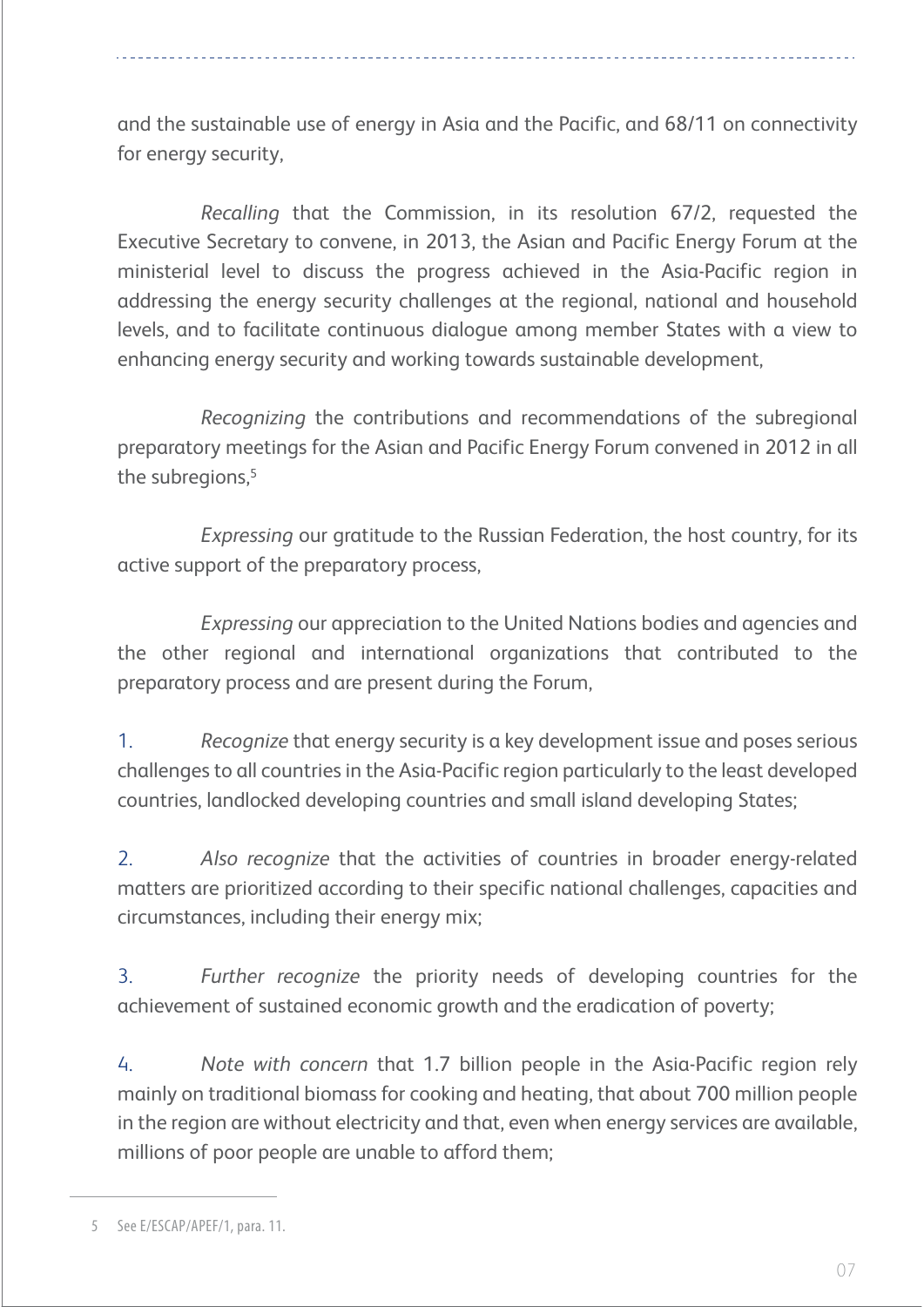and the sustainable use of energy in Asia and the Pacific, and 68/11 on connectivity for energy security,

*Recalling* that the Commission, in its resolution 67/2, requested the Executive Secretary to convene, in 2013, the Asian and Pacific Energy Forum at the ministerial level to discuss the progress achieved in the Asia-Pacific region in addressing the energy security challenges at the regional, national and household levels, and to facilitate continuous dialogue among member States with a view to enhancing energy security and working towards sustainable development,

*Recognizing* the contributions and recommendations of the subregional preparatory meetings for the Asian and Pacific Energy Forum convened in 2012 in all the subregions,[5]

*Expressing* our gratitude to the Russian Federation, the host country, for its active support of the preparatory process,

*Expressing* our appreciation to the United Nations bodies and agencies and the other regional and international organizations that contributed to the preparatory process and are present during the Forum,

1. *Recognize* that energy security is a key development issue and poses serious challenges to all countries in the Asia-Pacific region particularly to the least developed countries, landlocked developing countries and small island developing States;

2. *Also recognize* that the activities of countries in broader energy-related matters are prioritized according to their specific national challenges, capacities and circumstances, including their energy mix;

3. *Further recognize* the priority needs of developing countries for the achievement of sustained economic growth and the eradication of poverty;

4. *Note with concern* that 1.7 billion people in the Asia-Pacific region rely mainly on traditional biomass for cooking and heating, that about 700 million people in the region are without electricity and that, even when energy services are available, millions of poor people are unable to afford them;

---

5 See E/ESCAP/APEF/1, para. 11.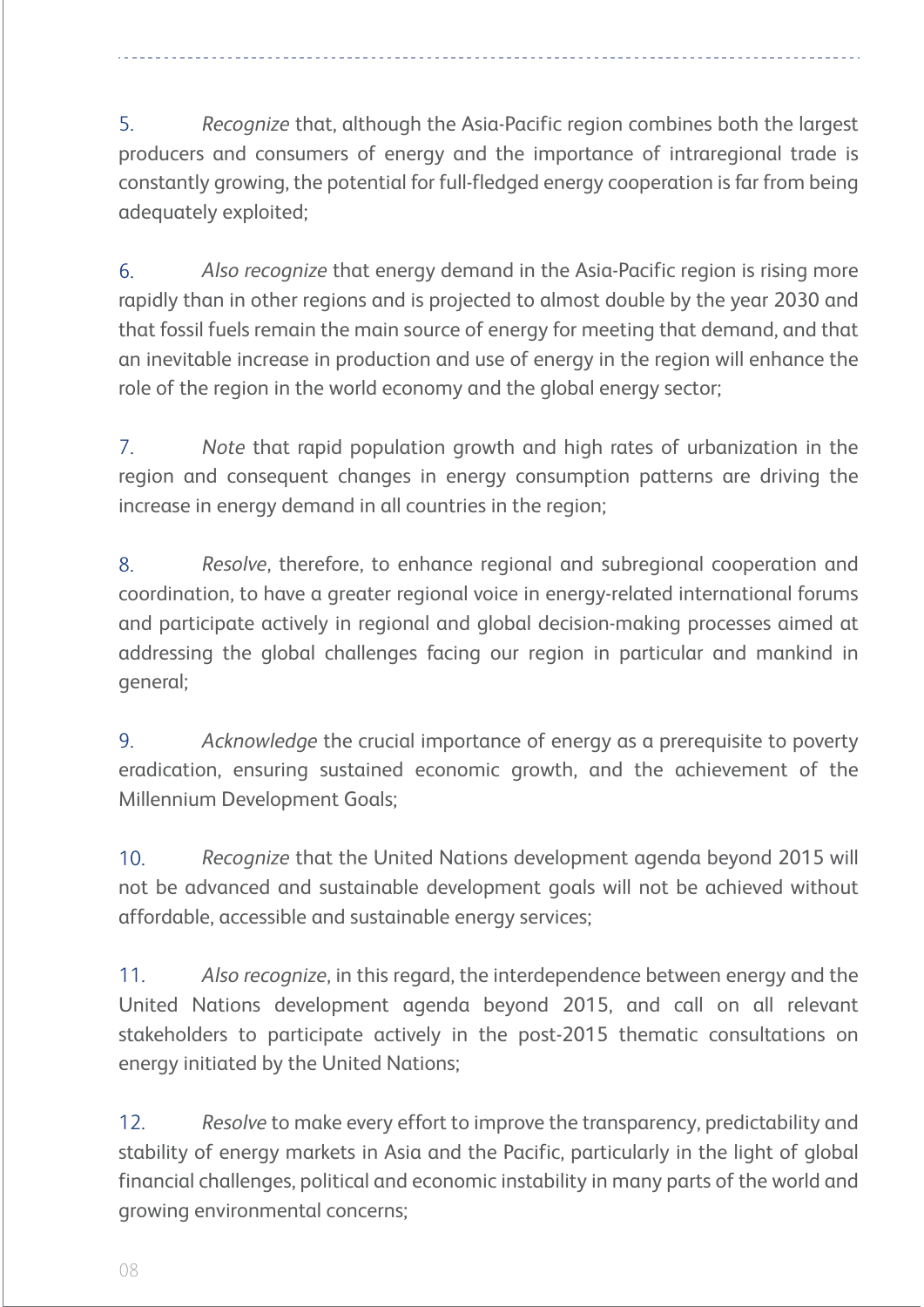5. *Recognize* that, although the Asia-Pacific region combines both the largest producers and consumers of energy and the importance of intraregional trade is constantly growing, the potential for full-fledged energy cooperation is far from being adequately exploited;

6. *Also recognize* that energy demand in the Asia-Pacific region is rising more rapidly than in other regions and is projected to almost double by the year 2030 and that fossil fuels remain the main source of energy for meeting that demand, and that an inevitable increase in production and use of energy in the region will enhance the role of the region in the world economy and the global energy sector;

7. *Note* that rapid population growth and high rates of urbanization in the region and consequent changes in energy consumption patterns are driving the increase in energy demand in all countries in the region;

8. *Resolve*, therefore, to enhance regional and subregional cooperation and coordination, to have a greater regional voice in energy-related international forums and participate actively in regional and global decision-making processes aimed at addressing the global challenges facing our region in particular and mankind in general;

9. *Acknowledge* the crucial importance of energy as a prerequisite to poverty eradication, ensuring sustained economic growth, and the achievement of the Millennium Development Goals;

10. *Recognize* that the United Nations development agenda beyond 2015 will not be advanced and sustainable development goals will not be achieved without affordable, accessible and sustainable energy services;

11. *Also recognize*, in this regard, the interdependence between energy and the United Nations development agenda beyond 2015, and call on all relevant stakeholders to participate actively in the post-2015 thematic consultations on energy initiated by the United Nations;

12. *Resolve* to make every effort to improve the transparency, predictability and stability of energy markets in Asia and the Pacific, particularly in the light of global financial challenges, political and economic instability in many parts of the world and growing environmental concerns;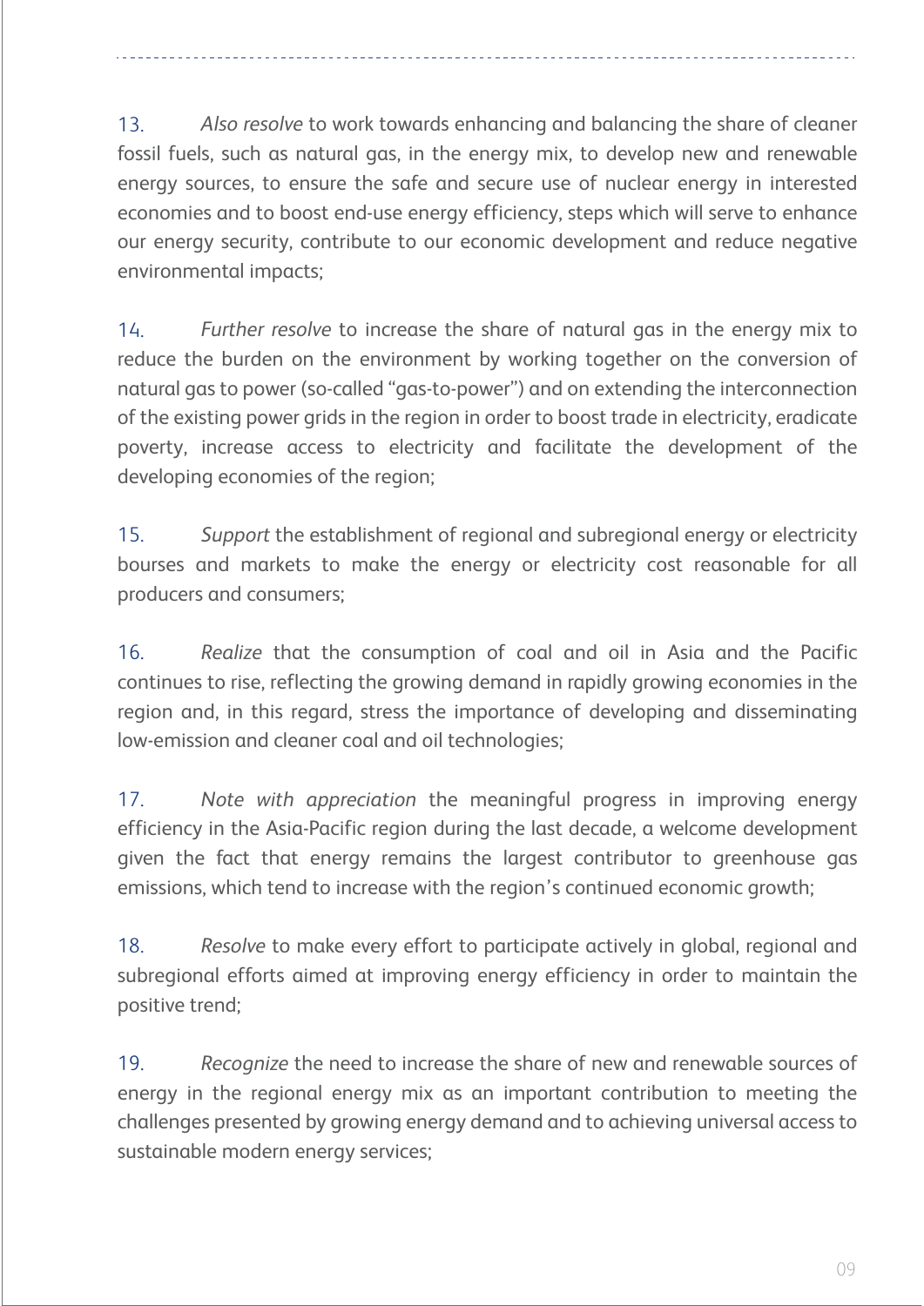13. *Also resolve* to work towards enhancing and balancing the share of cleaner fossil fuels, such as natural gas, in the energy mix, to develop new and renewable energy sources, to ensure the safe and secure use of nuclear energy in interested economies and to boost end-use energy efficiency, steps which will serve to enhance our energy security, contribute to our economic development and reduce negative environmental impacts;

14. *Further resolve* to increase the share of natural gas in the energy mix to reduce the burden on the environment by working together on the conversion of natural gas to power (so-called "gas-to-power") and on extending the interconnection of the existing power grids in the region in order to boost trade in electricity, eradicate poverty, increase access to electricity and facilitate the development of the developing economies of the region;

15. *Support* the establishment of regional and subregional energy or electricity bourses and markets to make the energy or electricity cost reasonable for all producers and consumers;

16. *Realize* that the consumption of coal and oil in Asia and the Pacific continues to rise, reflecting the growing demand in rapidly growing economies in the region and, in this regard, stress the importance of developing and disseminating low-emission and cleaner coal and oil technologies;

17. *Note with appreciation* the meaningful progress in improving energy efficiency in the Asia-Pacific region during the last decade, a welcome development given the fact that energy remains the largest contributor to greenhouse gas emissions, which tend to increase with the region's continued economic growth;

18. *Resolve* to make every effort to participate actively in global, regional and subregional efforts aimed at improving energy efficiency in order to maintain the positive trend;

19. *Recognize* the need to increase the share of new and renewable sources of energy in the regional energy mix as an important contribution to meeting the challenges presented by growing energy demand and to achieving universal access to sustainable modern energy services;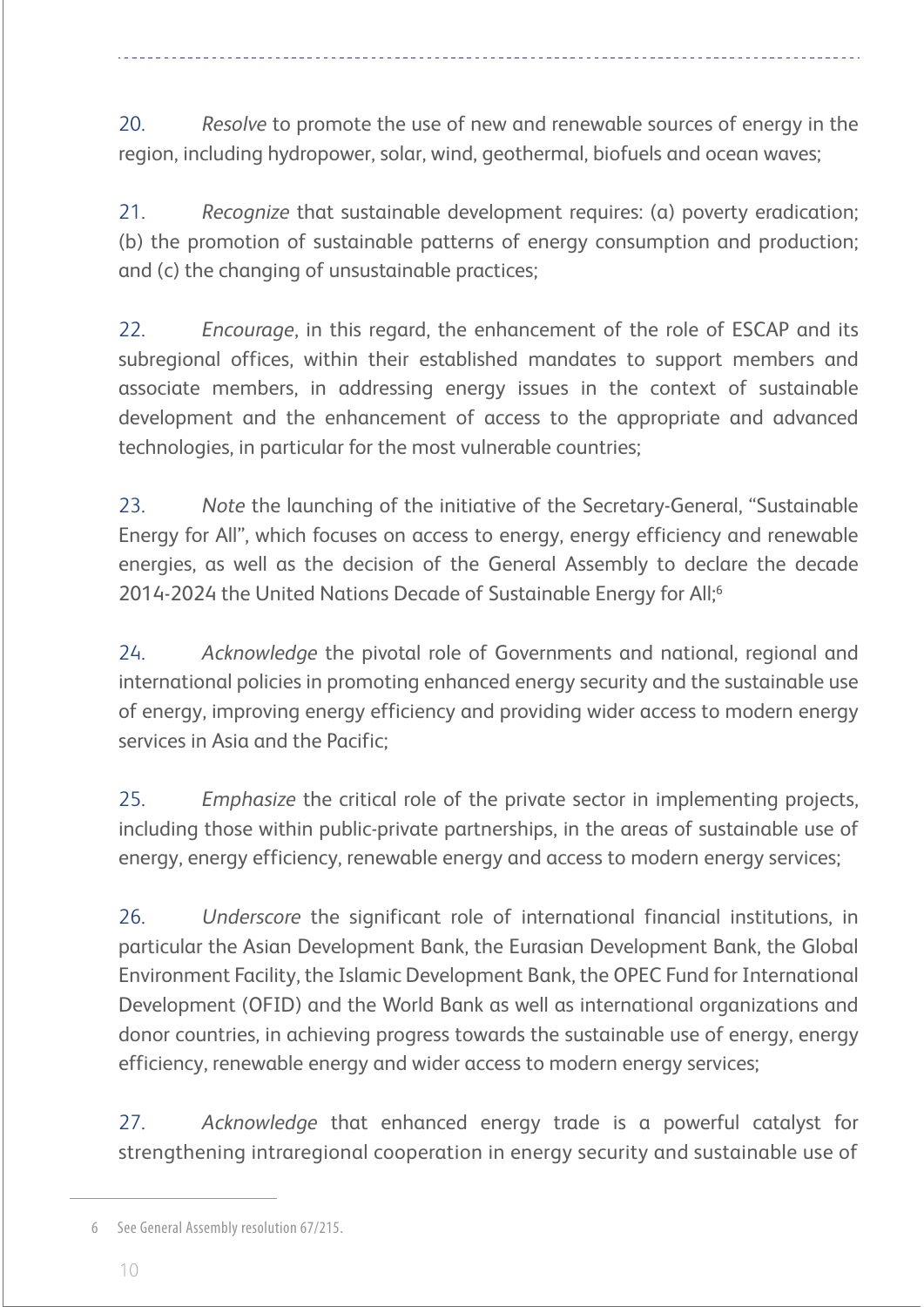20. *Resolve* to promote the use of new and renewable sources of energy in the region, including hydropower, solar, wind, geothermal, biofuels and ocean waves;

21. *Recognize* that sustainable development requires: (a) poverty eradication; (b) the promotion of sustainable patterns of energy consumption and production; and (c) the changing of unsustainable practices;

22. *Encourage*, in this regard, the enhancement of the role of ESCAP and its subregional offices, within their established mandates to support members and associate members, in addressing energy issues in the context of sustainable development and the enhancement of access to the appropriate and advanced technologies, in particular for the most vulnerable countries;

23. *Note* the launching of the initiative of the Secretary-General, "Sustainable Energy for All", which focuses on access to energy, energy efficiency and renewable energies, as well as the decision of the General Assembly to declare the decade 2014-2024 the United Nations Decade of Sustainable Energy for All;[6]

24. *Acknowledge* the pivotal role of Governments and national, regional and international policies in promoting enhanced energy security and the sustainable use of energy, improving energy efficiency and providing wider access to modern energy services in Asia and the Pacific;

25. *Emphasize* the critical role of the private sector in implementing projects, including those within public-private partnerships, in the areas of sustainable use of energy, energy efficiency, renewable energy and access to modern energy services;

26. *Underscore* the significant role of international financial institutions, in particular the Asian Development Bank, the Eurasian Development Bank, the Global Environment Facility, the Islamic Development Bank, the OPEC Fund for International Development (OFID) and the World Bank as well as international organizations and donor countries, in achieving progress towards the sustainable use of energy, energy efficiency, renewable energy and wider access to modern energy services;

27. *Acknowledge* that enhanced energy trade is a powerful catalyst for strengthening intraregional cooperation in energy security and sustainable use of

---

6 See General Assembly resolution 67/215.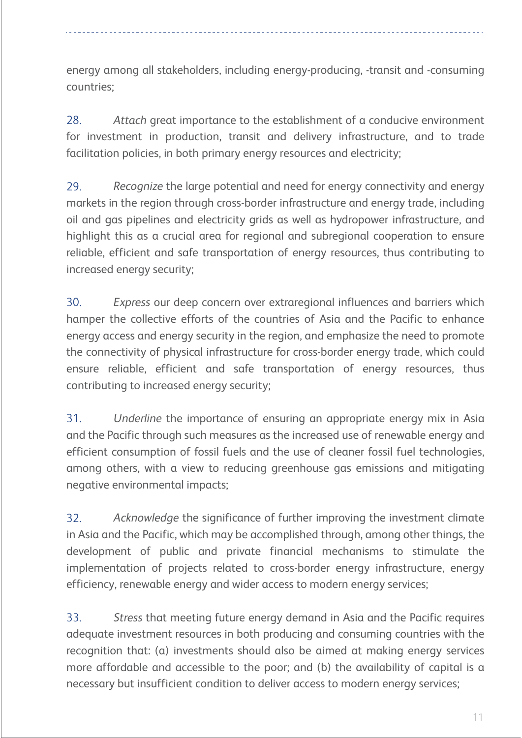energy among all stakeholders, including energy-producing, -transit and -consuming countries;

28. *Attach* great importance to the establishment of a conducive environment for investment in production, transit and delivery infrastructure, and to trade facilitation policies, in both primary energy resources and electricity;

29. *Recognize* the large potential and need for energy connectivity and energy markets in the region through cross-border infrastructure and energy trade, including oil and gas pipelines and electricity grids as well as hydropower infrastructure, and highlight this as a crucial area for regional and subregional cooperation to ensure reliable, efficient and safe transportation of energy resources, thus contributing to increased energy security;

30. *Express* our deep concern over extraregional influences and barriers which hamper the collective efforts of the countries of Asia and the Pacific to enhance energy access and energy security in the region, and emphasize the need to promote the connectivity of physical infrastructure for cross-border energy trade, which could ensure reliable, efficient and safe transportation of energy resources, thus contributing to increased energy security;

31. *Underline* the importance of ensuring an appropriate energy mix in Asia and the Pacific through such measures as the increased use of renewable energy and efficient consumption of fossil fuels and the use of cleaner fossil fuel technologies, among others, with a view to reducing greenhouse gas emissions and mitigating negative environmental impacts;

32. *Acknowledge* the significance of further improving the investment climate in Asia and the Pacific, which may be accomplished through, among other things, the development of public and private financial mechanisms to stimulate the implementation of projects related to cross-border energy infrastructure, energy efficiency, renewable energy and wider access to modern energy services;

33. *Stress* that meeting future energy demand in Asia and the Pacific requires adequate investment resources in both producing and consuming countries with the recognition that: (a) investments should also be aimed at making energy services more affordable and accessible to the poor; and (b) the availability of capital is a necessary but insufficient condition to deliver access to modern energy services;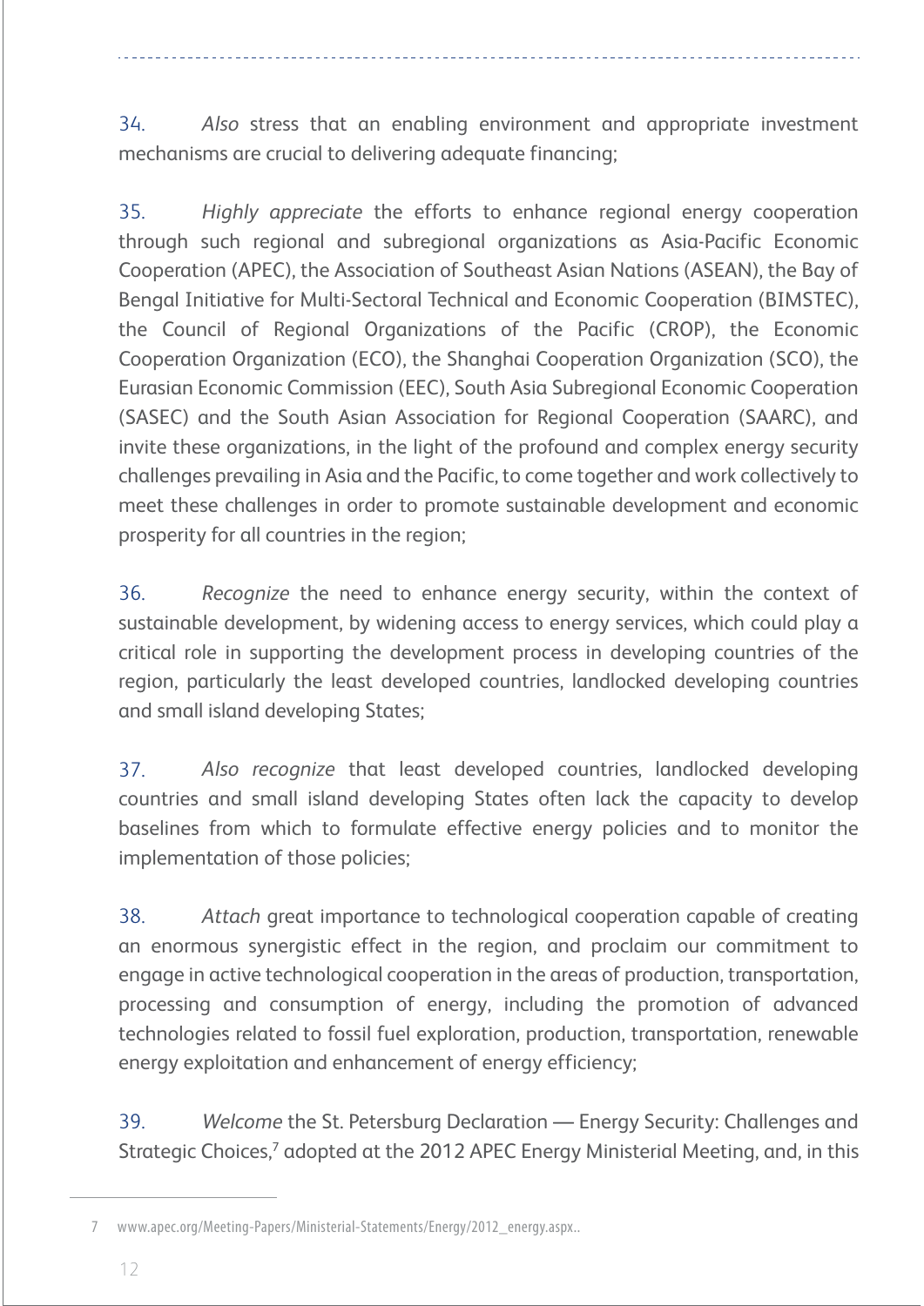34. *Also* stress that an enabling environment and appropriate investment mechanisms are crucial to delivering adequate financing;

35. *Highly appreciate* the efforts to enhance regional energy cooperation through such regional and subregional organizations as Asia-Pacific Economic Cooperation (APEC), the Association of Southeast Asian Nations (ASEAN), the Bay of Bengal Initiative for Multi-Sectoral Technical and Economic Cooperation (BIMSTEC), the Council of Regional Organizations of the Pacific (CROP), the Economic Cooperation Organization (ECO), the Shanghai Cooperation Organization (SCO), the Eurasian Economic Commission (EEC), South Asia Subregional Economic Cooperation (SASEC) and the South Asian Association for Regional Cooperation (SAARC), and invite these organizations, in the light of the profound and complex energy security challenges prevailing in Asia and the Pacific, to come together and work collectively to meet these challenges in order to promote sustainable development and economic prosperity for all countries in the region;

36. *Recognize* the need to enhance energy security, within the context of sustainable development, by widening access to energy services, which could play a critical role in supporting the development process in developing countries of the region, particularly the least developed countries, landlocked developing countries and small island developing States;

37. *Also recognize* that least developed countries, landlocked developing countries and small island developing States often lack the capacity to develop baselines from which to formulate effective energy policies and to monitor the implementation of those policies;

38. *Attach* great importance to technological cooperation capable of creating an enormous synergistic effect in the region, and proclaim our commitment to engage in active technological cooperation in the areas of production, transportation, processing and consumption of energy, including the promotion of advanced technologies related to fossil fuel exploration, production, transportation, renewable energy exploitation and enhancement of energy efficiency;

39. *Welcome* the St. Petersburg Declaration — Energy Security: Challenges and Strategic Choices,[7] adopted at the 2012 APEC Energy Ministerial Meeting, and, in this

7 www.apec.org/Meeting-Papers/Ministerial-Statements/Energy/2012_energy.aspx..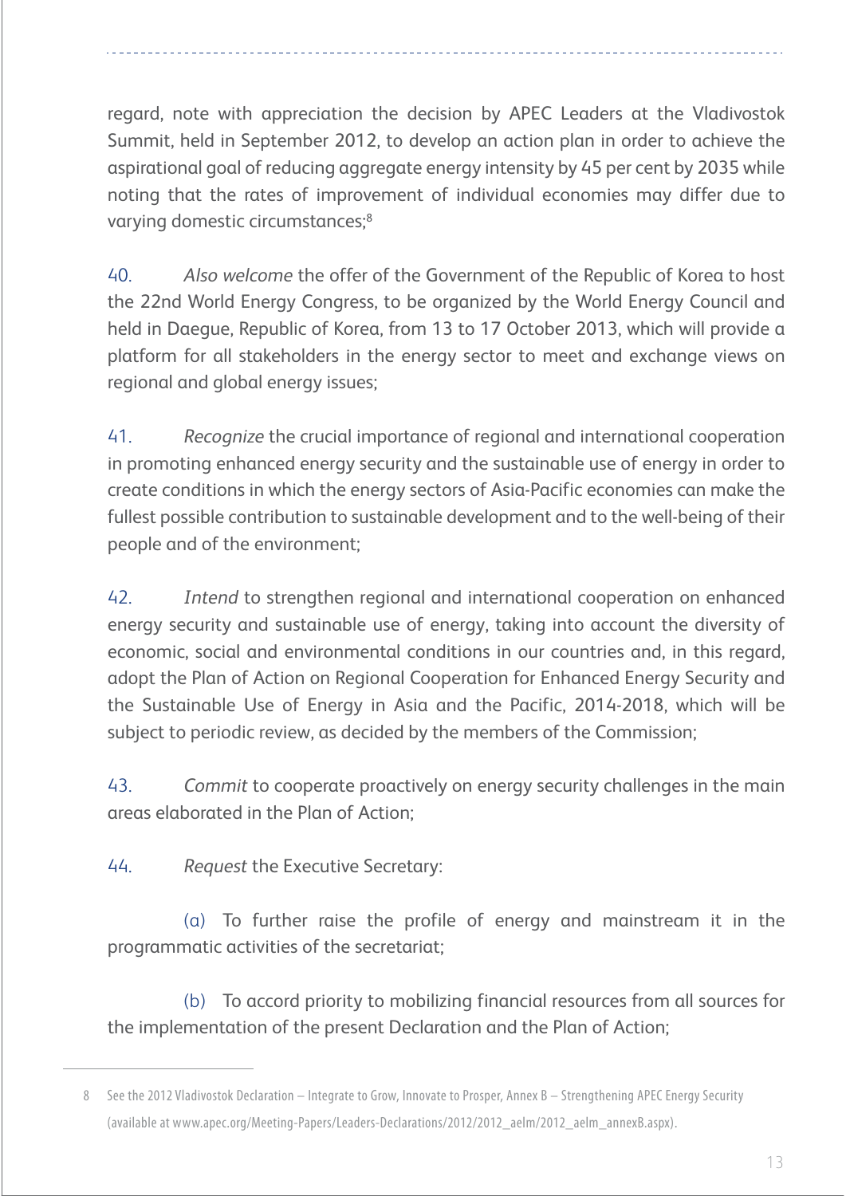regard, note with appreciation the decision by APEC Leaders at the Vladivostok Summit, held in September 2012, to develop an action plan in order to achieve the aspirational goal of reducing aggregate energy intensity by 45 per cent by 2035 while noting that the rates of improvement of individual economies may differ due to varying domestic circumstances;[8]

40. *Also welcome* the offer of the Government of the Republic of Korea to host the 22nd World Energy Congress, to be organized by the World Energy Council and held in Daegue, Republic of Korea, from 13 to 17 October 2013, which will provide a platform for all stakeholders in the energy sector to meet and exchange views on regional and global energy issues;

41. *Recognize* the crucial importance of regional and international cooperation in promoting enhanced energy security and the sustainable use of energy in order to create conditions in which the energy sectors of Asia-Pacific economies can make the fullest possible contribution to sustainable development and to the well-being of their people and of the environment;

42. *Intend* to strengthen regional and international cooperation on enhanced energy security and sustainable use of energy, taking into account the diversity of economic, social and environmental conditions in our countries and, in this regard, adopt the Plan of Action on Regional Cooperation for Enhanced Energy Security and the Sustainable Use of Energy in Asia and the Pacific, 2014-2018, which will be subject to periodic review, as decided by the members of the Commission;

43. *Commit* to cooperate proactively on energy security challenges in the main areas elaborated in the Plan of Action;

44. *Request* the Executive Secretary:

(a) To further raise the profile of energy and mainstream it in the programmatic activities of the secretariat;

(b) To accord priority to mobilizing financial resources from all sources for the implementation of the present Declaration and the Plan of Action;

---

8 See the 2012 Vladivostok Declaration – Integrate to Grow, Innovate to Prosper, Annex B – Strengthening APEC Energy Security (available at www.apec.org/Meeting-Papers/Leaders-Declarations/2012/2012_aelm/2012_aelm_annexB.aspx).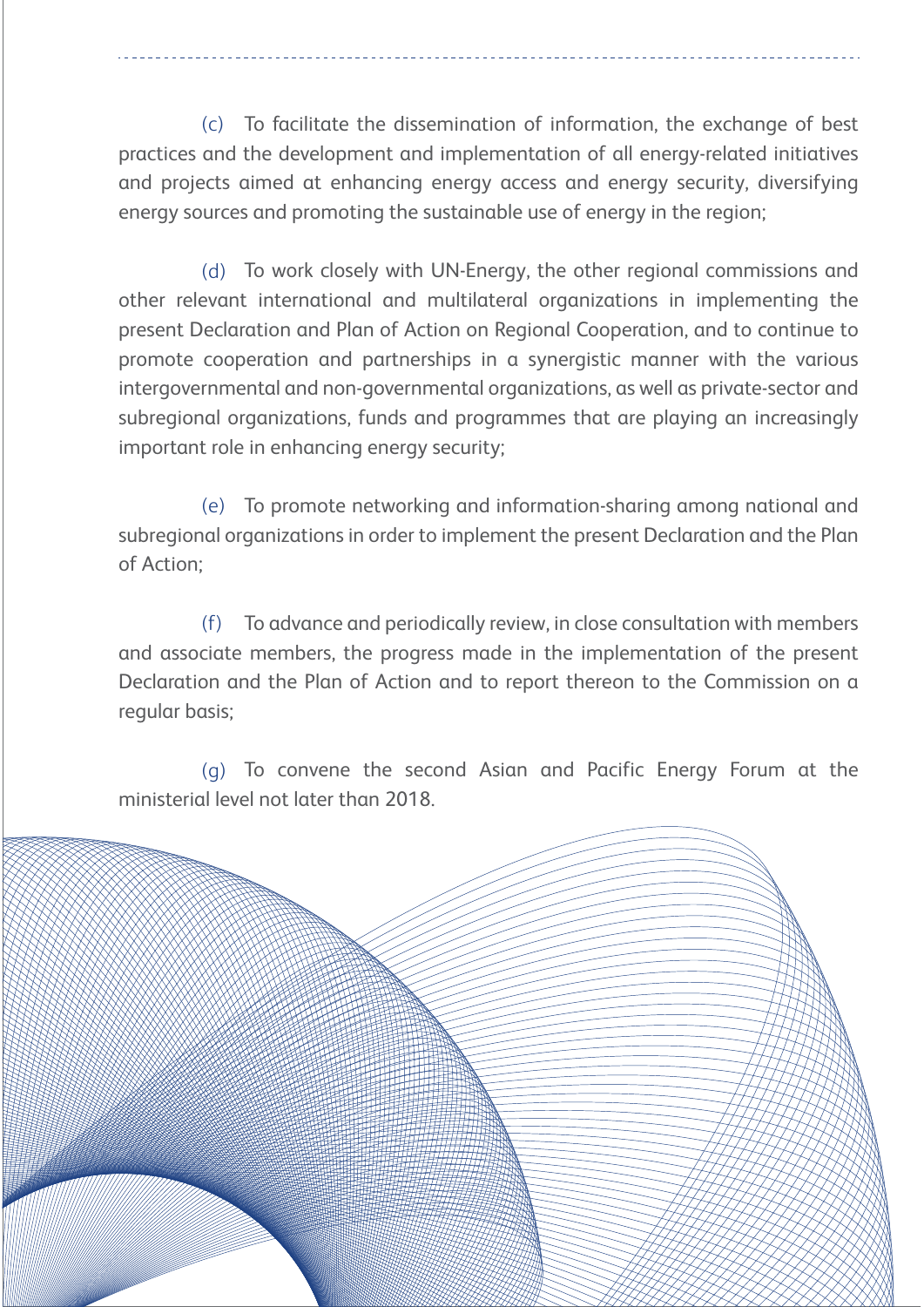(c) To facilitate the dissemination of information, the exchange of best practices and the development and implementation of all energy-related initiatives and projects aimed at enhancing energy access and energy security, diversifying energy sources and promoting the sustainable use of energy in the region;

(d) To work closely with UN-Energy, the other regional commissions and other relevant international and multilateral organizations in implementing the present Declaration and Plan of Action on Regional Cooperation, and to continue to promote cooperation and partnerships in a synergistic manner with the various intergovernmental and non-governmental organizations, as well as private-sector and subregional organizations, funds and programmes that are playing an increasingly important role in enhancing energy security;

(e) To promote networking and information-sharing among national and subregional organizations in order to implement the present Declaration and the Plan of Action;

(f) To advance and periodically review, in close consultation with members and associate members, the progress made in the implementation of the present Declaration and the Plan of Action and to report thereon to the Commission on a regular basis;

(g) To convene the second Asian and Pacific Energy Forum at the ministerial level not later than 2018.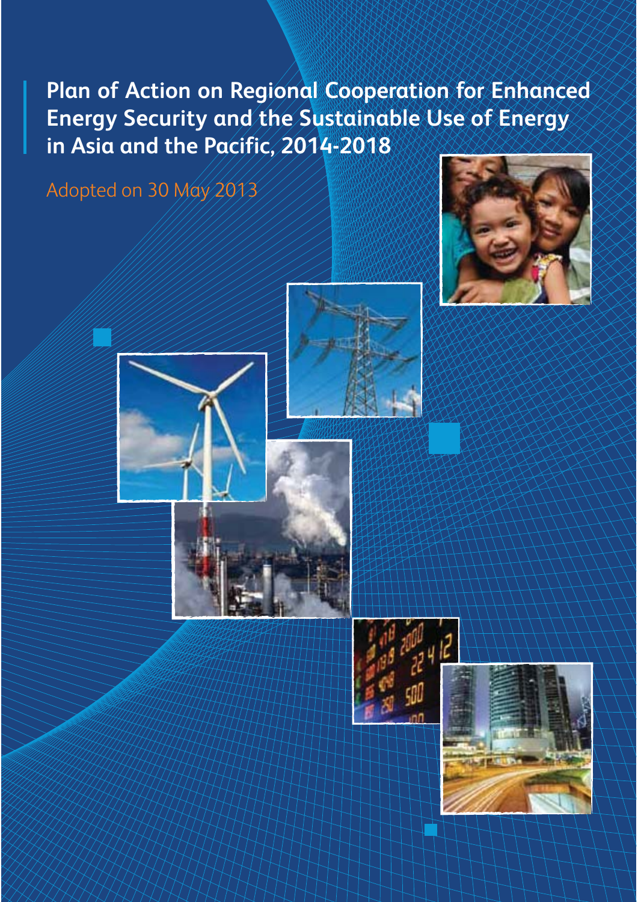# Plan of Action on Regional Cooperation for Enhanced Energy Security and the Sustainable Use of Energy in Asia and the Pacific, 2014-2018

Adopted on 30 May 2013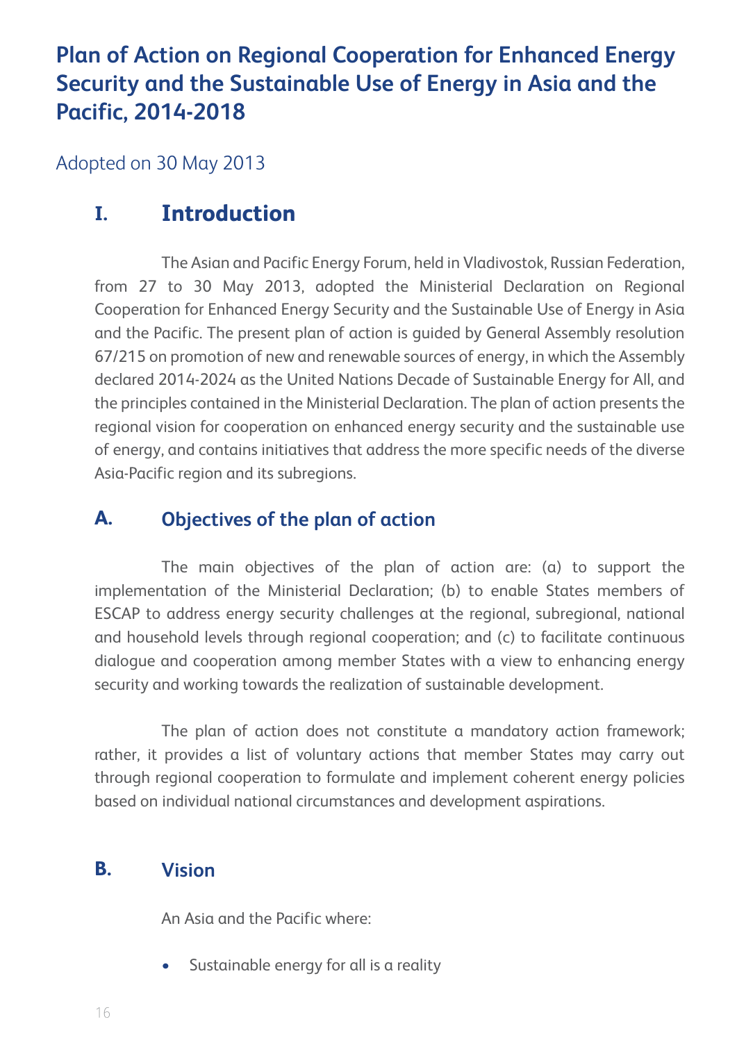# Plan of Action on Regional Cooperation for Enhanced Energy Security and the Sustainable Use of Energy in Asia and the Pacific, 2014-2018

Adopted on 30 May 2013

## I. Introduction

The Asian and Pacific Energy Forum, held in Vladivostok, Russian Federation, from 27 to 30 May 2013, adopted the Ministerial Declaration on Regional Cooperation for Enhanced Energy Security and the Sustainable Use of Energy in Asia and the Pacific. The present plan of action is guided by General Assembly resolution 67/215 on promotion of new and renewable sources of energy, in which the Assembly declared 2014-2024 as the United Nations Decade of Sustainable Energy for All, and the principles contained in the Ministerial Declaration. The plan of action presents the regional vision for cooperation on enhanced energy security and the sustainable use of energy, and contains initiatives that address the more specific needs of the diverse Asia-Pacific region and its subregions.

### A. Objectives of the plan of action

The main objectives of the plan of action are: (a) to support the implementation of the Ministerial Declaration; (b) to enable States members of ESCAP to address energy security challenges at the regional, subregional, national and household levels through regional cooperation; and (c) to facilitate continuous dialogue and cooperation among member States with a view to enhancing energy security and working towards the realization of sustainable development.

The plan of action does not constitute a mandatory action framework; rather, it provides a list of voluntary actions that member States may carry out through regional cooperation to formulate and implement coherent energy policies based on individual national circumstances and development aspirations.

### B. Vision

An Asia and the Pacific where:

- Sustainable energy for all is a reality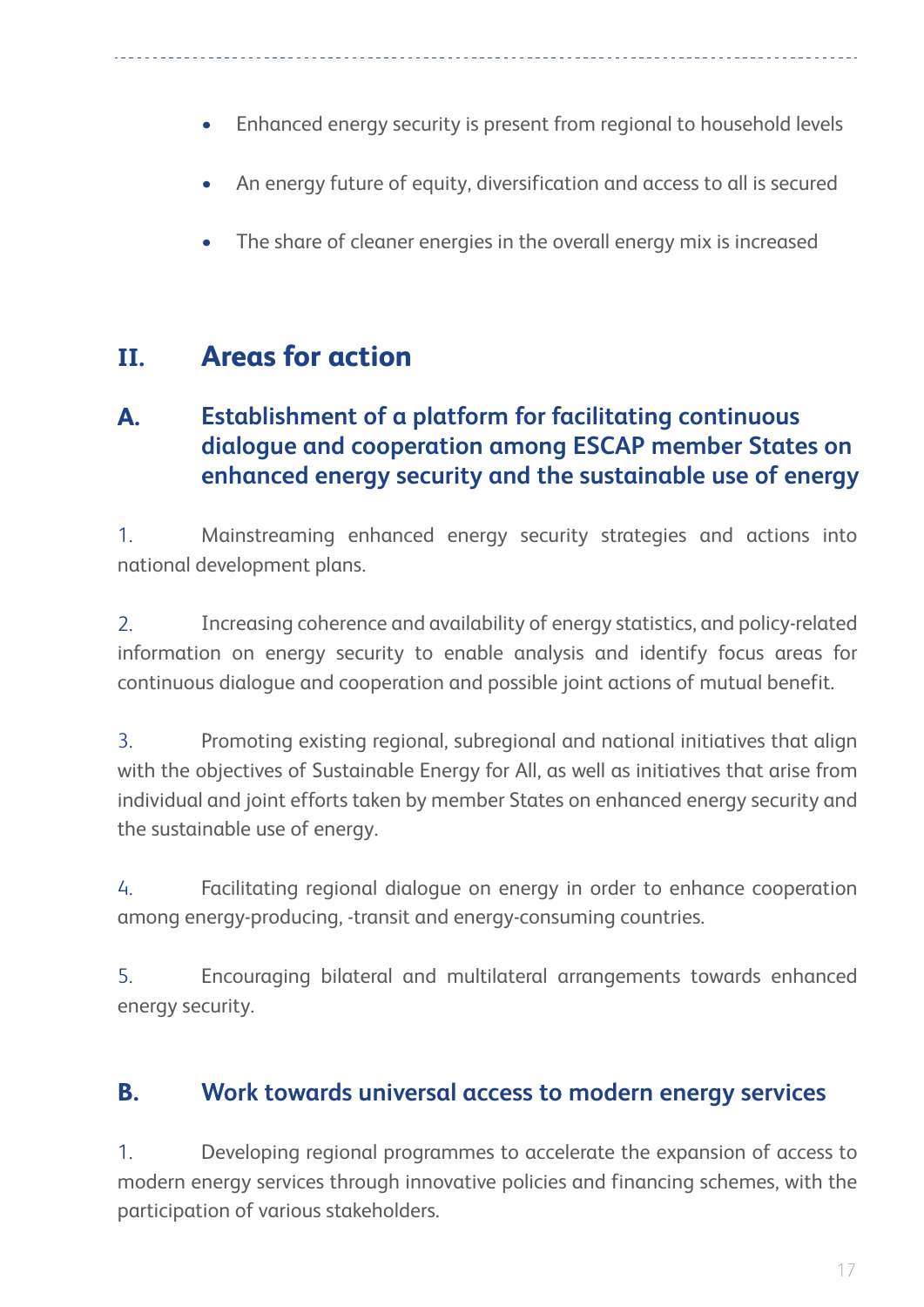- Enhanced energy security is present from regional to household levels
- An energy future of equity, diversification and access to all is secured
- The share of cleaner energies in the overall energy mix is increased

# II. Areas for action

## A. Establishment of a platform for facilitating continuous dialogue and cooperation among ESCAP member States on enhanced energy security and the sustainable use of energy

1. Mainstreaming enhanced energy security strategies and actions into national development plans.

2. Increasing coherence and availability of energy statistics, and policy-related information on energy security to enable analysis and identify focus areas for continuous dialogue and cooperation and possible joint actions of mutual benefit.

3. Promoting existing regional, subregional and national initiatives that align with the objectives of Sustainable Energy for All, as well as initiatives that arise from individual and joint efforts taken by member States on enhanced energy security and the sustainable use of energy.

4. Facilitating regional dialogue on energy in order to enhance cooperation among energy-producing, -transit and energy-consuming countries.

5. Encouraging bilateral and multilateral arrangements towards enhanced energy security.

## B. Work towards universal access to modern energy services

1. Developing regional programmes to accelerate the expansion of access to modern energy services through innovative policies and financing schemes, with the participation of various stakeholders.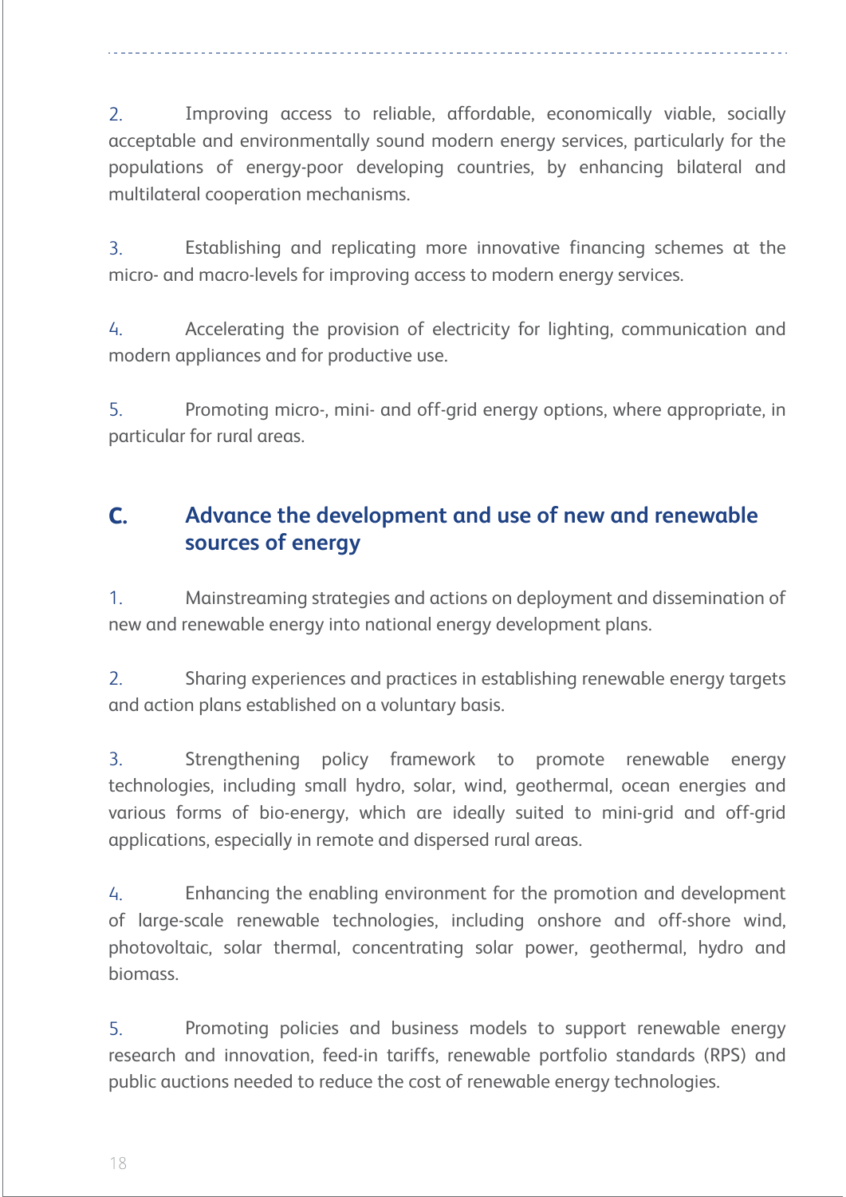2. Improving access to reliable, affordable, economically viable, socially acceptable and environmentally sound modern energy services, particularly for the populations of energy-poor developing countries, by enhancing bilateral and multilateral cooperation mechanisms.

3. Establishing and replicating more innovative financing schemes at the micro- and macro-levels for improving access to modern energy services.

4. Accelerating the provision of electricity for lighting, communication and modern appliances and for productive use.

5. Promoting micro-, mini- and off-grid energy options, where appropriate, in particular for rural areas.

## C. Advance the development and use of new and renewable sources of energy

1. Mainstreaming strategies and actions on deployment and dissemination of new and renewable energy into national energy development plans.

2. Sharing experiences and practices in establishing renewable energy targets and action plans established on a voluntary basis.

3. Strengthening policy framework to promote renewable energy technologies, including small hydro, solar, wind, geothermal, ocean energies and various forms of bio-energy, which are ideally suited to mini-grid and off-grid applications, especially in remote and dispersed rural areas.

4. Enhancing the enabling environment for the promotion and development of large-scale renewable technologies, including onshore and off-shore wind, photovoltaic, solar thermal, concentrating solar power, geothermal, hydro and biomass.

5. Promoting policies and business models to support renewable energy research and innovation, feed-in tariffs, renewable portfolio standards (RPS) and public auctions needed to reduce the cost of renewable energy technologies.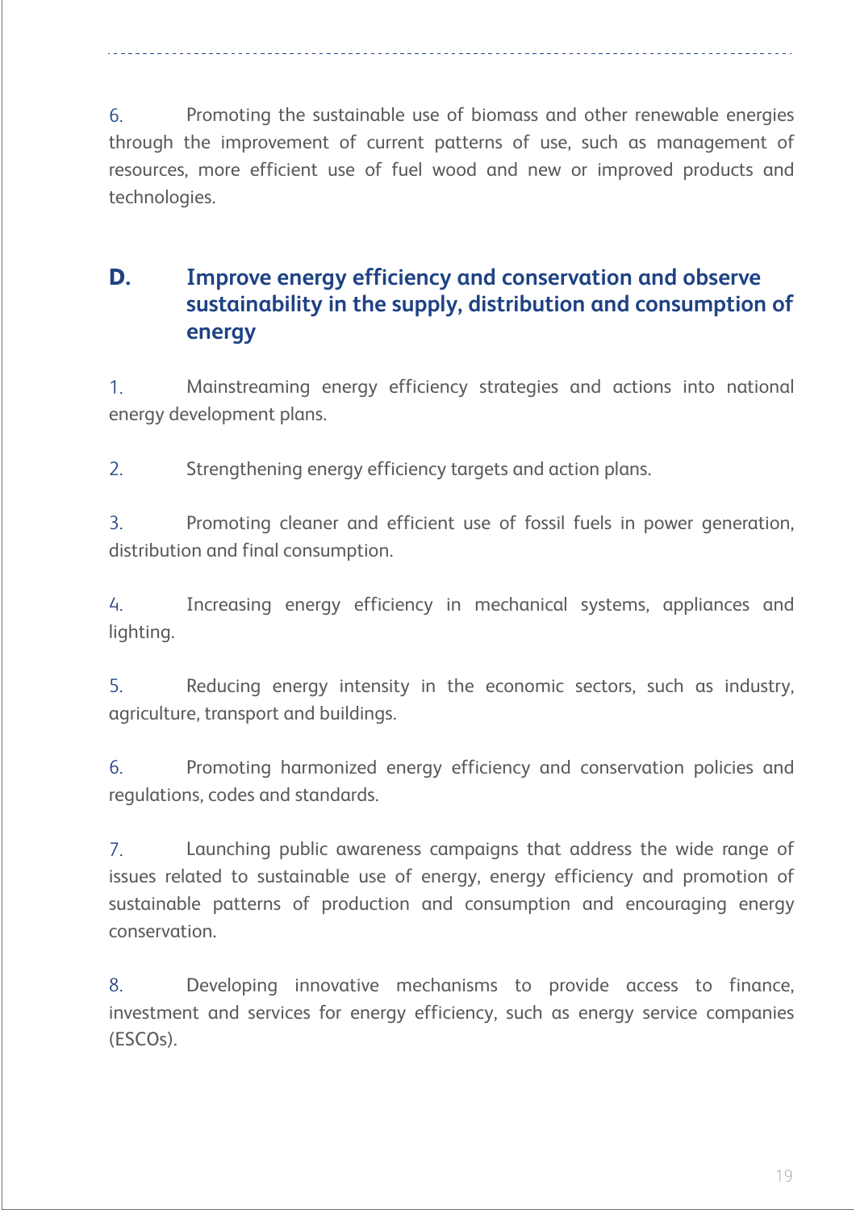6. Promoting the sustainable use of biomass and other renewable energies through the improvement of current patterns of use, such as management of resources, more efficient use of fuel wood and new or improved products and technologies.

## D. Improve energy efficiency and conservation and observe sustainability in the supply, distribution and consumption of energy

1. Mainstreaming energy efficiency strategies and actions into national energy development plans.

2. Strengthening energy efficiency targets and action plans.

3. Promoting cleaner and efficient use of fossil fuels in power generation, distribution and final consumption.

4. Increasing energy efficiency in mechanical systems, appliances and lighting.

5. Reducing energy intensity in the economic sectors, such as industry, agriculture, transport and buildings.

6. Promoting harmonized energy efficiency and conservation policies and regulations, codes and standards.

7. Launching public awareness campaigns that address the wide range of issues related to sustainable use of energy, energy efficiency and promotion of sustainable patterns of production and consumption and encouraging energy conservation.

8. Developing innovative mechanisms to provide access to finance, investment and services for energy efficiency, such as energy service companies (ESCOs).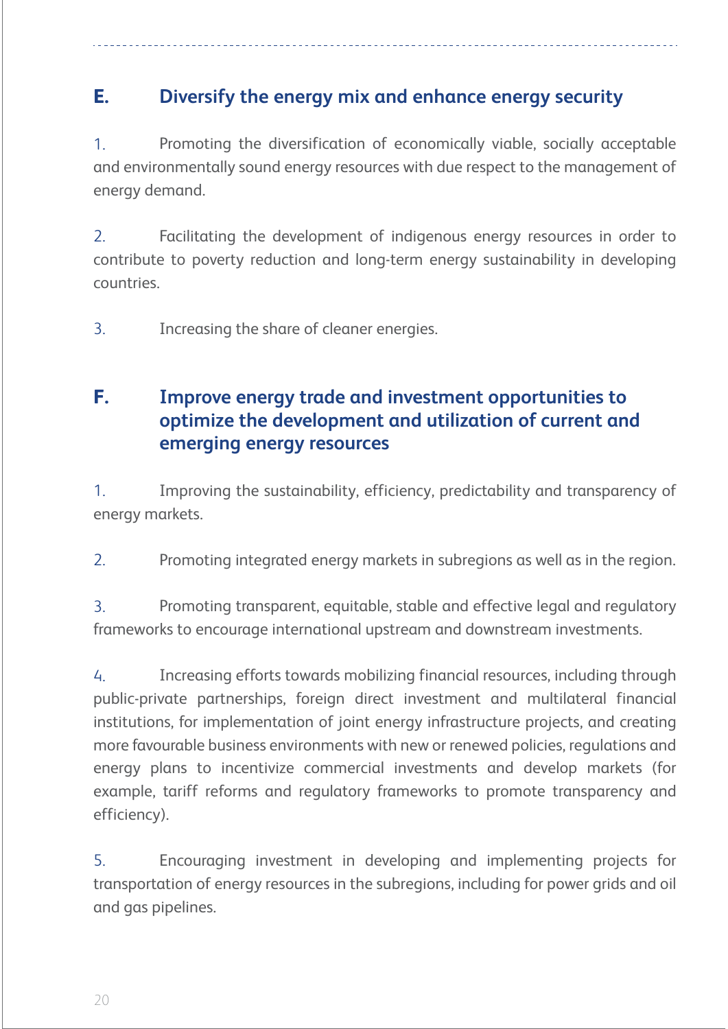## E. Diversify the energy mix and enhance energy security

1. Promoting the diversification of economically viable, socially acceptable and environmentally sound energy resources with due respect to the management of energy demand.

2. Facilitating the development of indigenous energy resources in order to contribute to poverty reduction and long-term energy sustainability in developing countries.

3. Increasing the share of cleaner energies.

## F. Improve energy trade and investment opportunities to optimize the development and utilization of current and emerging energy resources

1. Improving the sustainability, efficiency, predictability and transparency of energy markets.

2. Promoting integrated energy markets in subregions as well as in the region.

3. Promoting transparent, equitable, stable and effective legal and regulatory frameworks to encourage international upstream and downstream investments.

4. Increasing efforts towards mobilizing financial resources, including through public-private partnerships, foreign direct investment and multilateral financial institutions, for implementation of joint energy infrastructure projects, and creating more favourable business environments with new or renewed policies, regulations and energy plans to incentivize commercial investments and develop markets (for example, tariff reforms and regulatory frameworks to promote transparency and efficiency).

5. Encouraging investment in developing and implementing projects for transportation of energy resources in the subregions, including for power grids and oil and gas pipelines.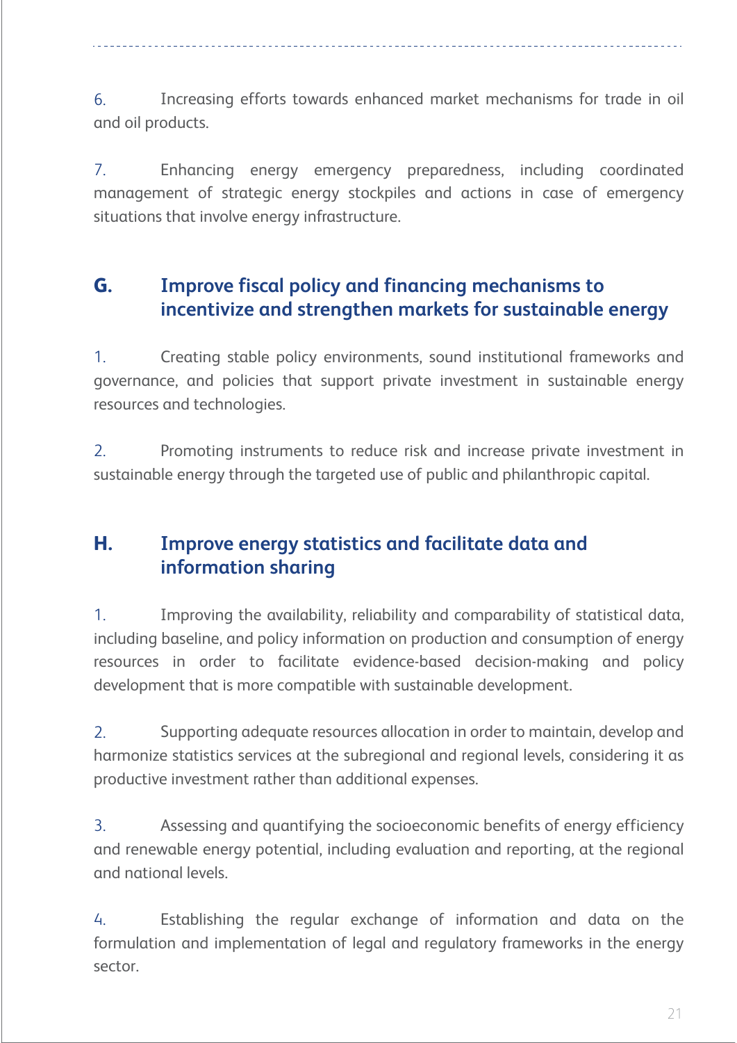6. Increasing efforts towards enhanced market mechanisms for trade in oil and oil products.

7. Enhancing energy emergency preparedness, including coordinated management of strategic energy stockpiles and actions in case of emergency situations that involve energy infrastructure.

## G. Improve fiscal policy and financing mechanisms to incentivize and strengthen markets for sustainable energy

1. Creating stable policy environments, sound institutional frameworks and governance, and policies that support private investment in sustainable energy resources and technologies.

2. Promoting instruments to reduce risk and increase private investment in sustainable energy through the targeted use of public and philanthropic capital.

## H. Improve energy statistics and facilitate data and information sharing

1. Improving the availability, reliability and comparability of statistical data, including baseline, and policy information on production and consumption of energy resources in order to facilitate evidence-based decision-making and policy development that is more compatible with sustainable development.

2. Supporting adequate resources allocation in order to maintain, develop and harmonize statistics services at the subregional and regional levels, considering it as productive investment rather than additional expenses.

3. Assessing and quantifying the socioeconomic benefits of energy efficiency and renewable energy potential, including evaluation and reporting, at the regional and national levels.

4. Establishing the regular exchange of information and data on the formulation and implementation of legal and regulatory frameworks in the energy sector.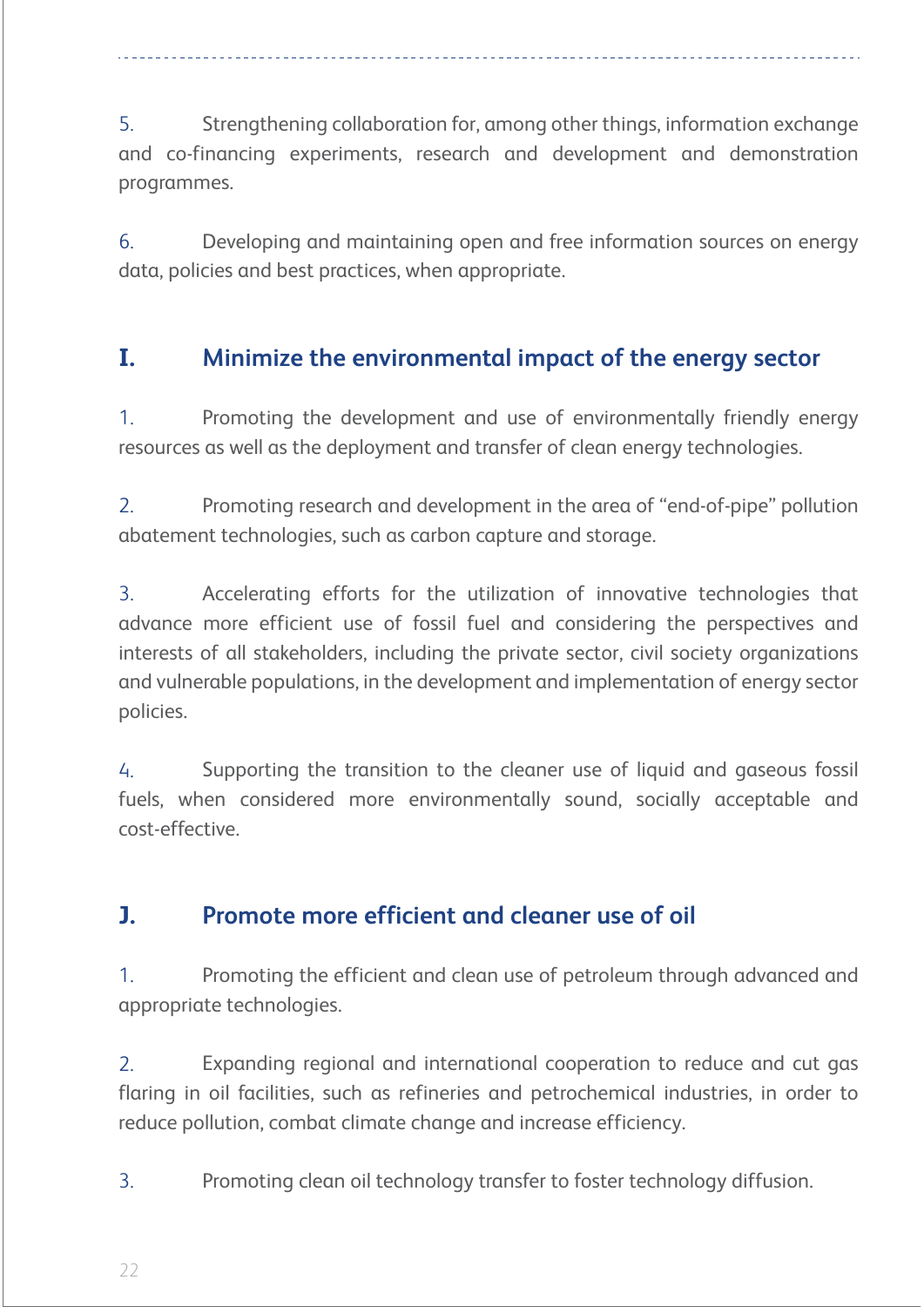5. Strengthening collaboration for, among other things, information exchange and co-financing experiments, research and development and demonstration programmes.

6. Developing and maintaining open and free information sources on energy data, policies and best practices, when appropriate.

## I. Minimize the environmental impact of the energy sector

1. Promoting the development and use of environmentally friendly energy resources as well as the deployment and transfer of clean energy technologies.

2. Promoting research and development in the area of "end-of-pipe" pollution abatement technologies, such as carbon capture and storage.

3. Accelerating efforts for the utilization of innovative technologies that advance more efficient use of fossil fuel and considering the perspectives and interests of all stakeholders, including the private sector, civil society organizations and vulnerable populations, in the development and implementation of energy sector policies.

4. Supporting the transition to the cleaner use of liquid and gaseous fossil fuels, when considered more environmentally sound, socially acceptable and cost-effective.

## J. Promote more efficient and cleaner use of oil

1. Promoting the efficient and clean use of petroleum through advanced and appropriate technologies.

2. Expanding regional and international cooperation to reduce and cut gas flaring in oil facilities, such as refineries and petrochemical industries, in order to reduce pollution, combat climate change and increase efficiency.

3. Promoting clean oil technology transfer to foster technology diffusion.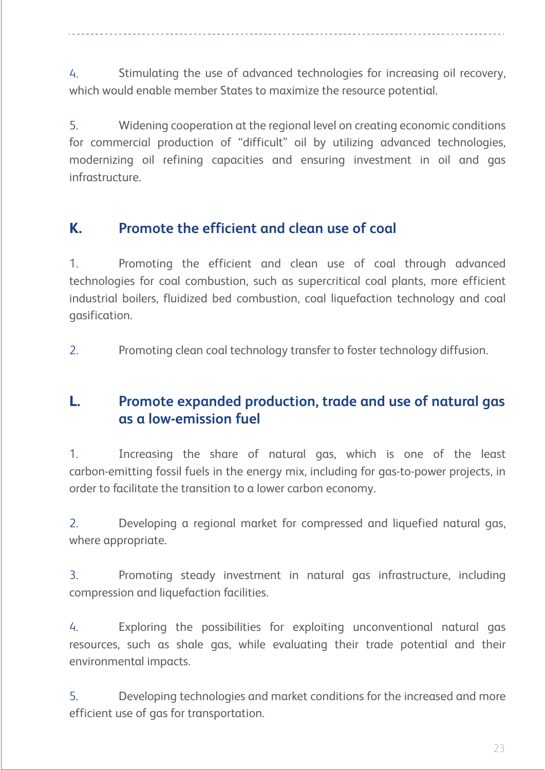4. Stimulating the use of advanced technologies for increasing oil recovery, which would enable member States to maximize the resource potential.

5. Widening cooperation at the regional level on creating economic conditions for commercial production of "difficult" oil by utilizing advanced technologies, modernizing oil refining capacities and ensuring investment in oil and gas infrastructure.

## K. Promote the efficient and clean use of coal

1. Promoting the efficient and clean use of coal through advanced technologies for coal combustion, such as supercritical coal plants, more efficient industrial boilers, fluidized bed combustion, coal liquefaction technology and coal gasification.

2. Promoting clean coal technology transfer to foster technology diffusion.

## L. Promote expanded production, trade and use of natural gas as a low-emission fuel

1. Increasing the share of natural gas, which is one of the least carbon-emitting fossil fuels in the energy mix, including for gas-to-power projects, in order to facilitate the transition to a lower carbon economy.

2. Developing a regional market for compressed and liquefied natural gas, where appropriate.

3. Promoting steady investment in natural gas infrastructure, including compression and liquefaction facilities.

4. Exploring the possibilities for exploiting unconventional natural gas resources, such as shale gas, while evaluating their trade potential and their environmental impacts.

5. Developing technologies and market conditions for the increased and more efficient use of gas for transportation.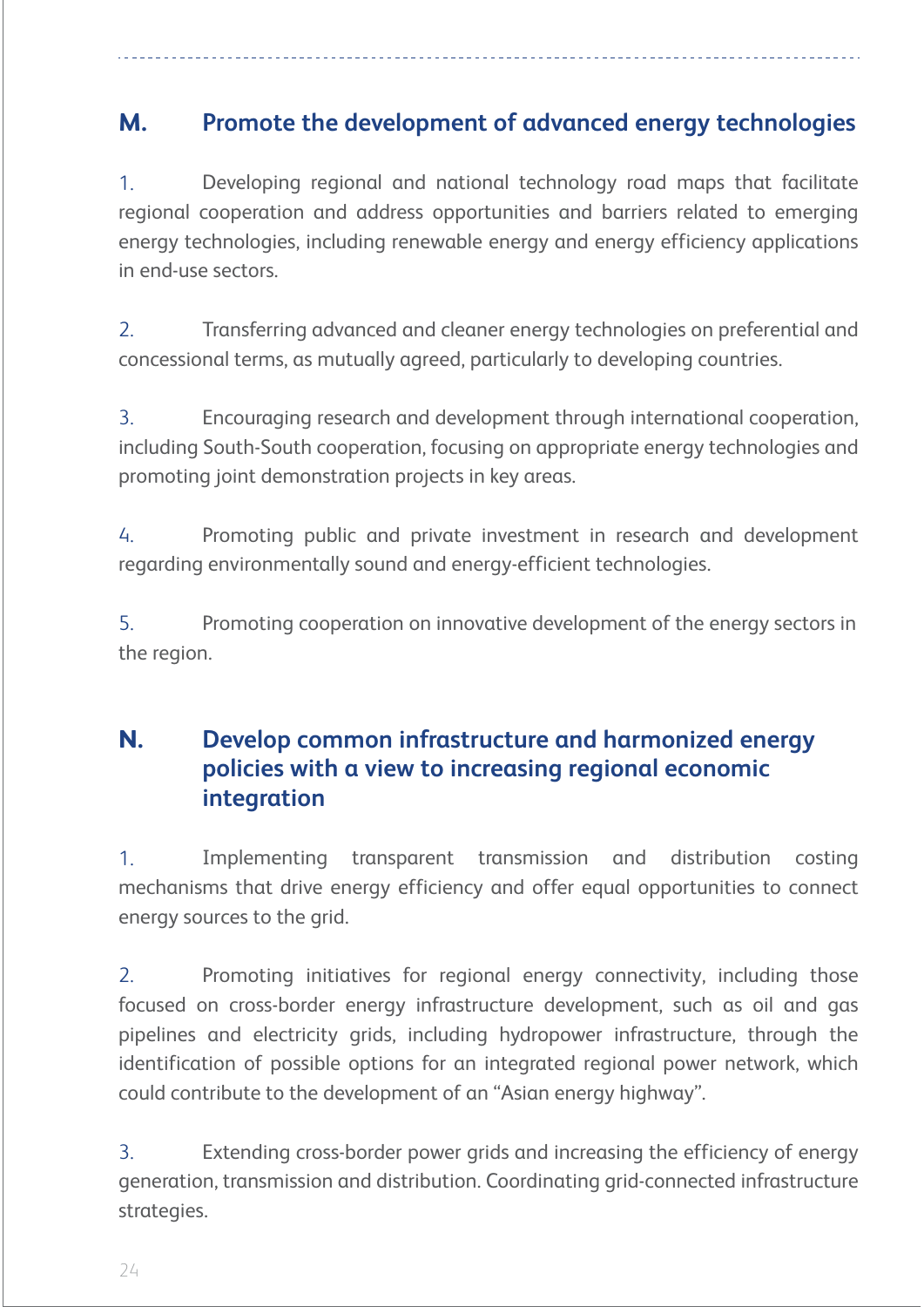## M. Promote the development of advanced energy technologies

1. Developing regional and national technology road maps that facilitate regional cooperation and address opportunities and barriers related to emerging energy technologies, including renewable energy and energy efficiency applications in end-use sectors.

2. Transferring advanced and cleaner energy technologies on preferential and concessional terms, as mutually agreed, particularly to developing countries.

3. Encouraging research and development through international cooperation, including South-South cooperation, focusing on appropriate energy technologies and promoting joint demonstration projects in key areas.

4. Promoting public and private investment in research and development regarding environmentally sound and energy-efficient technologies.

5. Promoting cooperation on innovative development of the energy sectors in the region.

## N. Develop common infrastructure and harmonized energy policies with a view to increasing regional economic integration

1. Implementing transparent transmission and distribution costing mechanisms that drive energy efficiency and offer equal opportunities to connect energy sources to the grid.

2. Promoting initiatives for regional energy connectivity, including those focused on cross-border energy infrastructure development, such as oil and gas pipelines and electricity grids, including hydropower infrastructure, through the identification of possible options for an integrated regional power network, which could contribute to the development of an "Asian energy highway".

3. Extending cross-border power grids and increasing the efficiency of energy generation, transmission and distribution. Coordinating grid-connected infrastructure strategies.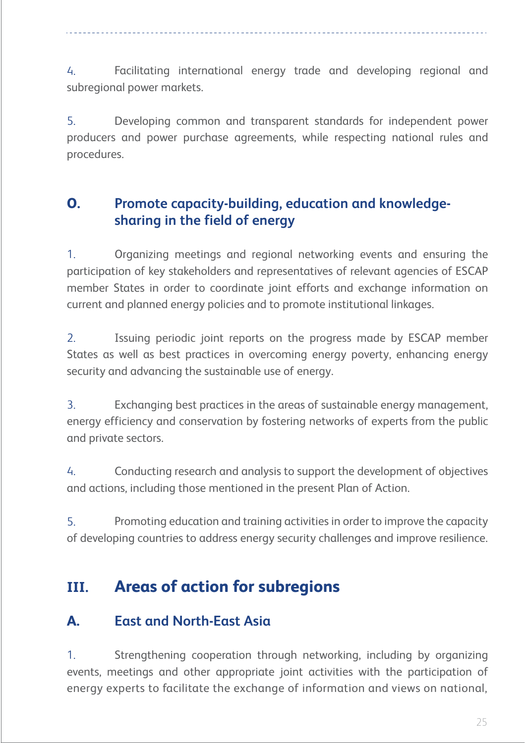4. Facilitating international energy trade and developing regional and subregional power markets.

5. Developing common and transparent standards for independent power producers and power purchase agreements, while respecting national rules and procedures.

### O. Promote capacity-building, education and knowledge-sharing in the field of energy

1. Organizing meetings and regional networking events and ensuring the participation of key stakeholders and representatives of relevant agencies of ESCAP member States in order to coordinate joint efforts and exchange information on current and planned energy policies and to promote institutional linkages.

2. Issuing periodic joint reports on the progress made by ESCAP member States as well as best practices in overcoming energy poverty, enhancing energy security and advancing the sustainable use of energy.

3. Exchanging best practices in the areas of sustainable energy management, energy efficiency and conservation by fostering networks of experts from the public and private sectors.

4. Conducting research and analysis to support the development of objectives and actions, including those mentioned in the present Plan of Action.

5. Promoting education and training activities in order to improve the capacity of developing countries to address energy security challenges and improve resilience.

## III. Areas of action for subregions

### A. East and North-East Asia

1. Strengthening cooperation through networking, including by organizing events, meetings and other appropriate joint activities with the participation of energy experts to facilitate the exchange of information and views on national,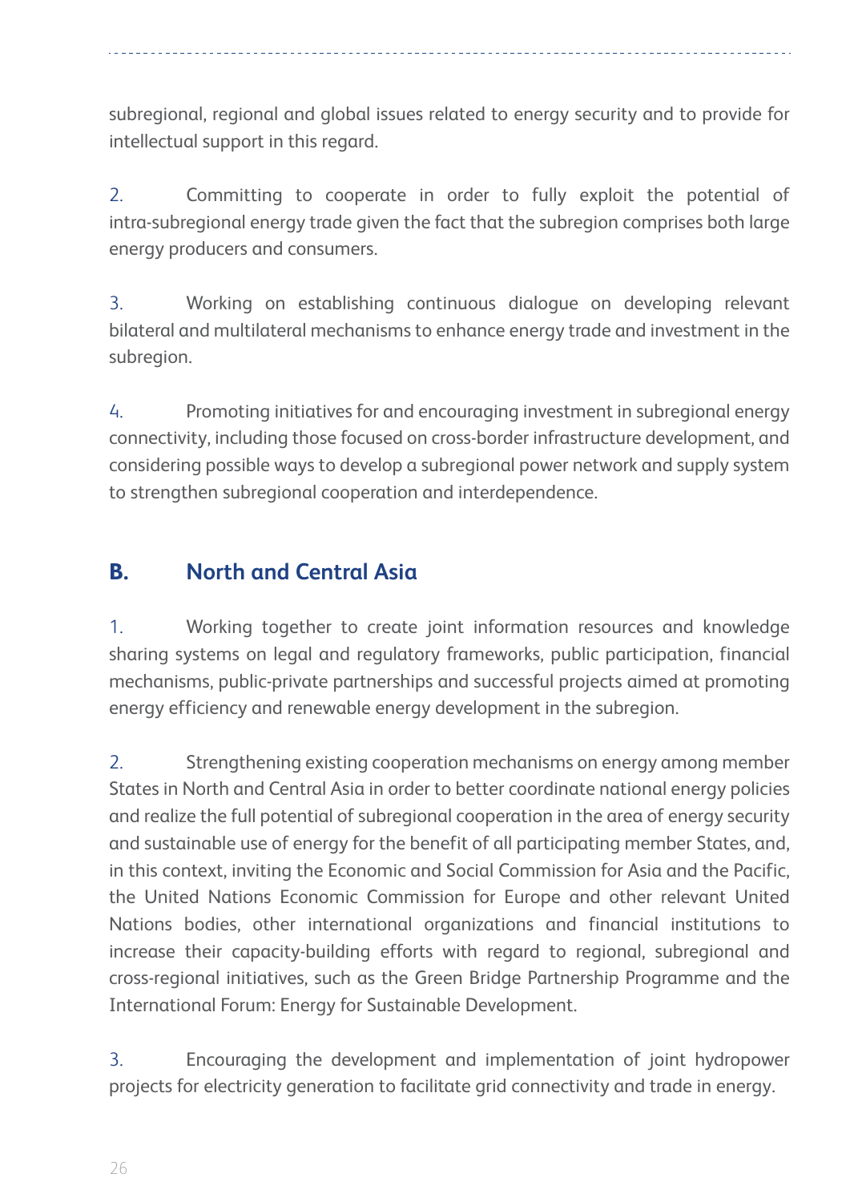subregional, regional and global issues related to energy security and to provide for intellectual support in this regard.

2. Committing to cooperate in order to fully exploit the potential of intra-subregional energy trade given the fact that the subregion comprises both large energy producers and consumers.

3. Working on establishing continuous dialogue on developing relevant bilateral and multilateral mechanisms to enhance energy trade and investment in the subregion.

4. Promoting initiatives for and encouraging investment in subregional energy connectivity, including those focused on cross-border infrastructure development, and considering possible ways to develop a subregional power network and supply system to strengthen subregional cooperation and interdependence.

## B. North and Central Asia

1. Working together to create joint information resources and knowledge sharing systems on legal and regulatory frameworks, public participation, financial mechanisms, public-private partnerships and successful projects aimed at promoting energy efficiency and renewable energy development in the subregion.

2. Strengthening existing cooperation mechanisms on energy among member States in North and Central Asia in order to better coordinate national energy policies and realize the full potential of subregional cooperation in the area of energy security and sustainable use of energy for the benefit of all participating member States, and, in this context, inviting the Economic and Social Commission for Asia and the Pacific, the United Nations Economic Commission for Europe and other relevant United Nations bodies, other international organizations and financial institutions to increase their capacity-building efforts with regard to regional, subregional and cross-regional initiatives, such as the Green Bridge Partnership Programme and the International Forum: Energy for Sustainable Development.

3. Encouraging the development and implementation of joint hydropower projects for electricity generation to facilitate grid connectivity and trade in energy.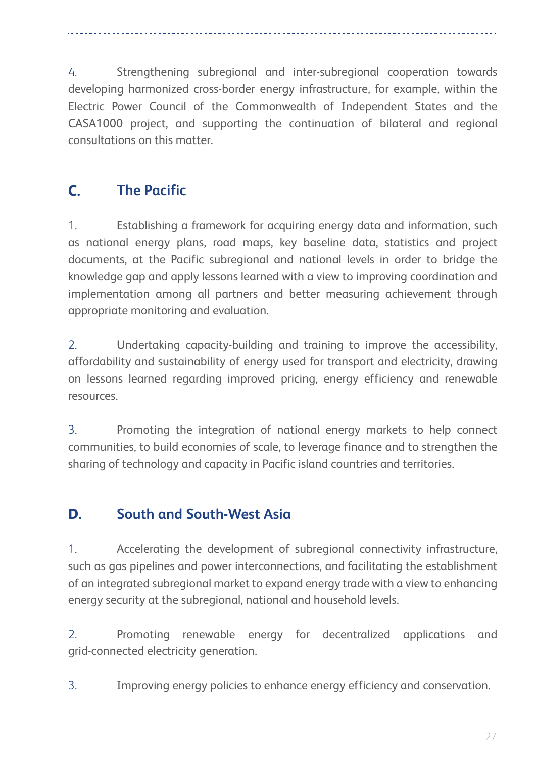4. Strengthening subregional and inter-subregional cooperation towards developing harmonized cross-border energy infrastructure, for example, within the Electric Power Council of the Commonwealth of Independent States and the CASA1000 project, and supporting the continuation of bilateral and regional consultations on this matter.

## C. The Pacific

1. Establishing a framework for acquiring energy data and information, such as national energy plans, road maps, key baseline data, statistics and project documents, at the Pacific subregional and national levels in order to bridge the knowledge gap and apply lessons learned with a view to improving coordination and implementation among all partners and better measuring achievement through appropriate monitoring and evaluation.

2. Undertaking capacity-building and training to improve the accessibility, affordability and sustainability of energy used for transport and electricity, drawing on lessons learned regarding improved pricing, energy efficiency and renewable resources.

3. Promoting the integration of national energy markets to help connect communities, to build economies of scale, to leverage finance and to strengthen the sharing of technology and capacity in Pacific island countries and territories.

## D. South and South-West Asia

1. Accelerating the development of subregional connectivity infrastructure, such as gas pipelines and power interconnections, and facilitating the establishment of an integrated subregional market to expand energy trade with a view to enhancing energy security at the subregional, national and household levels.

2. Promoting renewable energy for decentralized applications and grid-connected electricity generation.

3. Improving energy policies to enhance energy efficiency and conservation.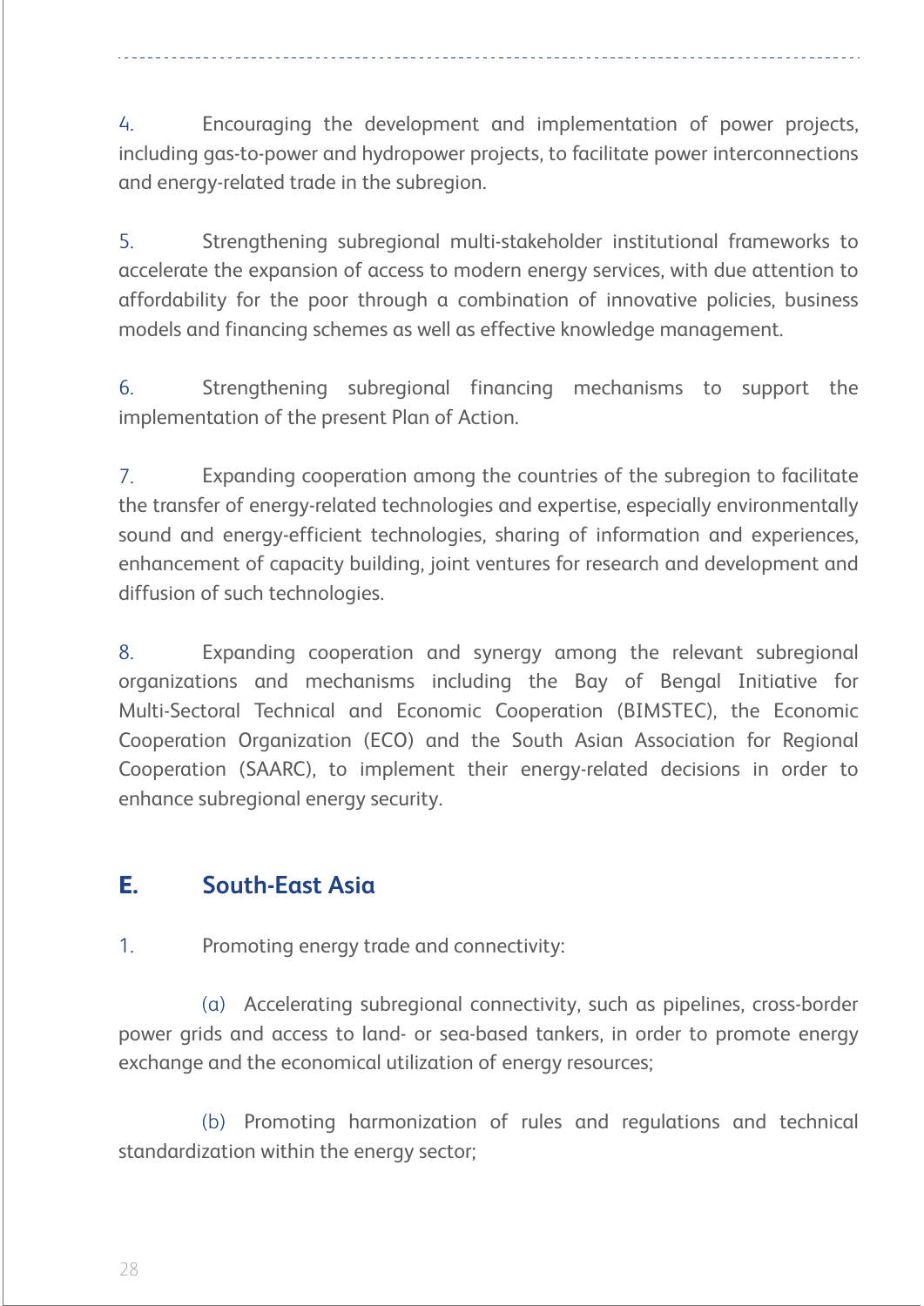4. Encouraging the development and implementation of power projects, including gas-to-power and hydropower projects, to facilitate power interconnections and energy-related trade in the subregion.

5. Strengthening subregional multi-stakeholder institutional frameworks to accelerate the expansion of access to modern energy services, with due attention to affordability for the poor through a combination of innovative policies, business models and financing schemes as well as effective knowledge management.

6. Strengthening subregional financing mechanisms to support the implementation of the present Plan of Action.

7. Expanding cooperation among the countries of the subregion to facilitate the transfer of energy-related technologies and expertise, especially environmentally sound and energy-efficient technologies, sharing of information and experiences, enhancement of capacity building, joint ventures for research and development and diffusion of such technologies.

8. Expanding cooperation and synergy among the relevant subregional organizations and mechanisms including the Bay of Bengal Initiative for Multi-Sectoral Technical and Economic Cooperation (BIMSTEC), the Economic Cooperation Organization (ECO) and the South Asian Association for Regional Cooperation (SAARC), to implement their energy-related decisions in order to enhance subregional energy security.

## E. South-East Asia

1. Promoting energy trade and connectivity:

(a) Accelerating subregional connectivity, such as pipelines, cross-border power grids and access to land- or sea-based tankers, in order to promote energy exchange and the economical utilization of energy resources;

(b) Promoting harmonization of rules and regulations and technical standardization within the energy sector;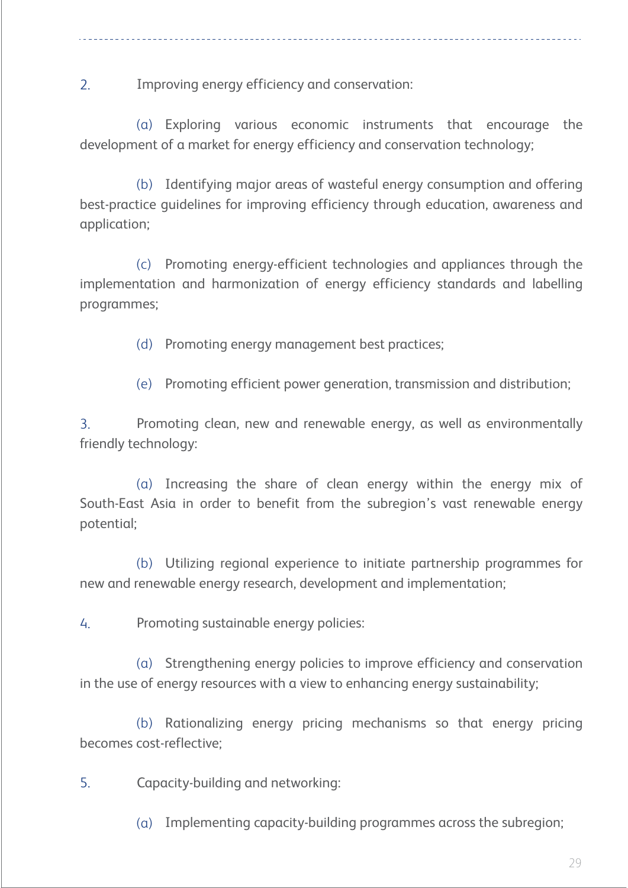2. Improving energy efficiency and conservation:

(a) Exploring various economic instruments that encourage the development of a market for energy efficiency and conservation technology;

(b) Identifying major areas of wasteful energy consumption and offering best-practice guidelines for improving efficiency through education, awareness and application;

(c) Promoting energy-efficient technologies and appliances through the implementation and harmonization of energy efficiency standards and labelling programmes;

(d) Promoting energy management best practices;

(e) Promoting efficient power generation, transmission and distribution;

3. Promoting clean, new and renewable energy, as well as environmentally friendly technology:

(a) Increasing the share of clean energy within the energy mix of South-East Asia in order to benefit from the subregion's vast renewable energy potential;

(b) Utilizing regional experience to initiate partnership programmes for new and renewable energy research, development and implementation;

4. Promoting sustainable energy policies:

(a) Strengthening energy policies to improve efficiency and conservation in the use of energy resources with a view to enhancing energy sustainability;

(b) Rationalizing energy pricing mechanisms so that energy pricing becomes cost-reflective;

5. Capacity-building and networking:

(a) Implementing capacity-building programmes across the subregion;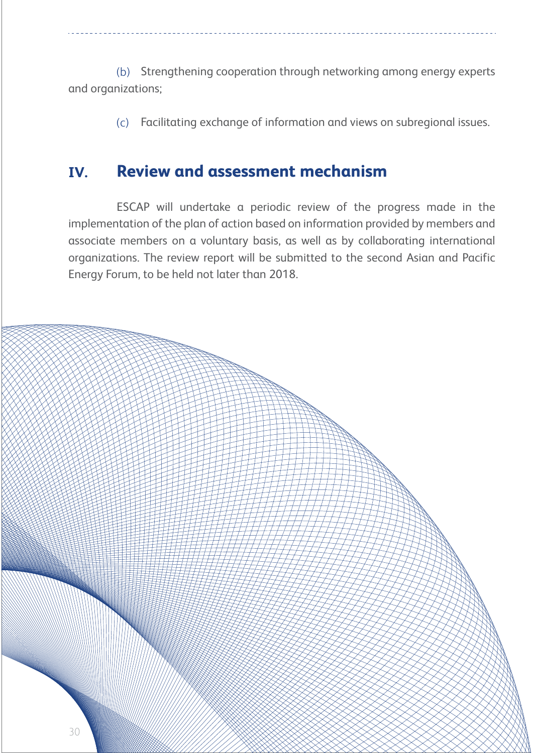(b) Strengthening cooperation through networking among energy experts and organizations;

(c) Facilitating exchange of information and views on subregional issues.

## IV. Review and assessment mechanism

ESCAP will undertake a periodic review of the progress made in the implementation of the plan of action based on information provided by members and associate members on a voluntary basis, as well as by collaborating international organizations. The review report will be submitted to the second Asian and Pacific Energy Forum, to be held not later than 2018.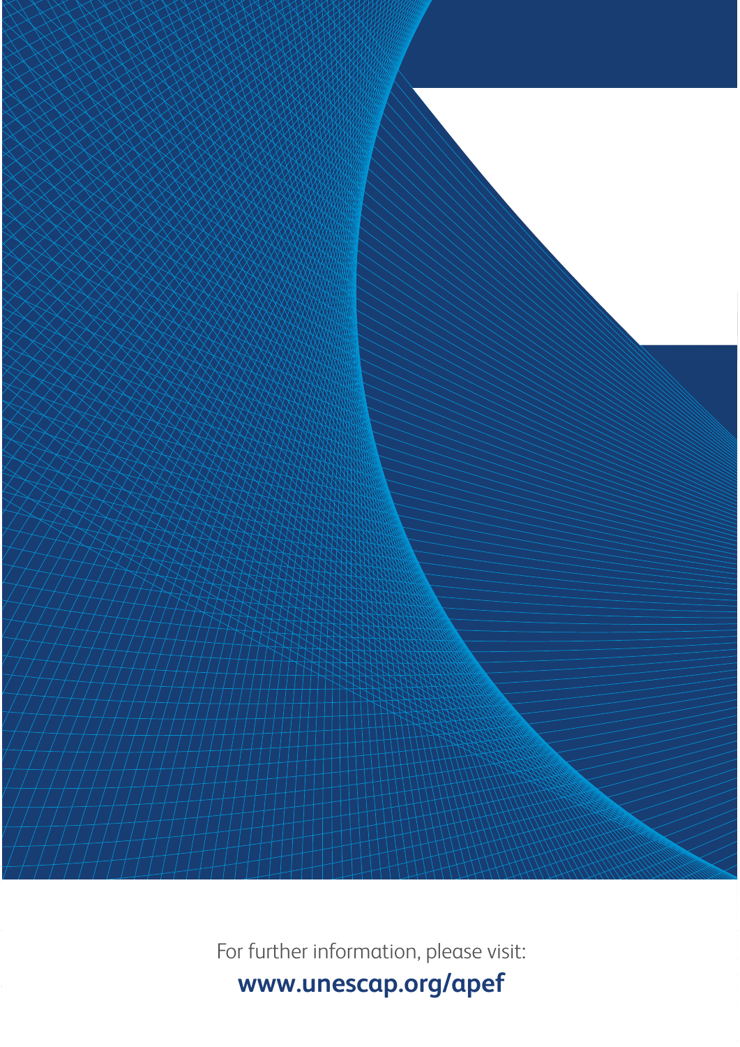For further information, please visit:

**www.unescap.org/apef**